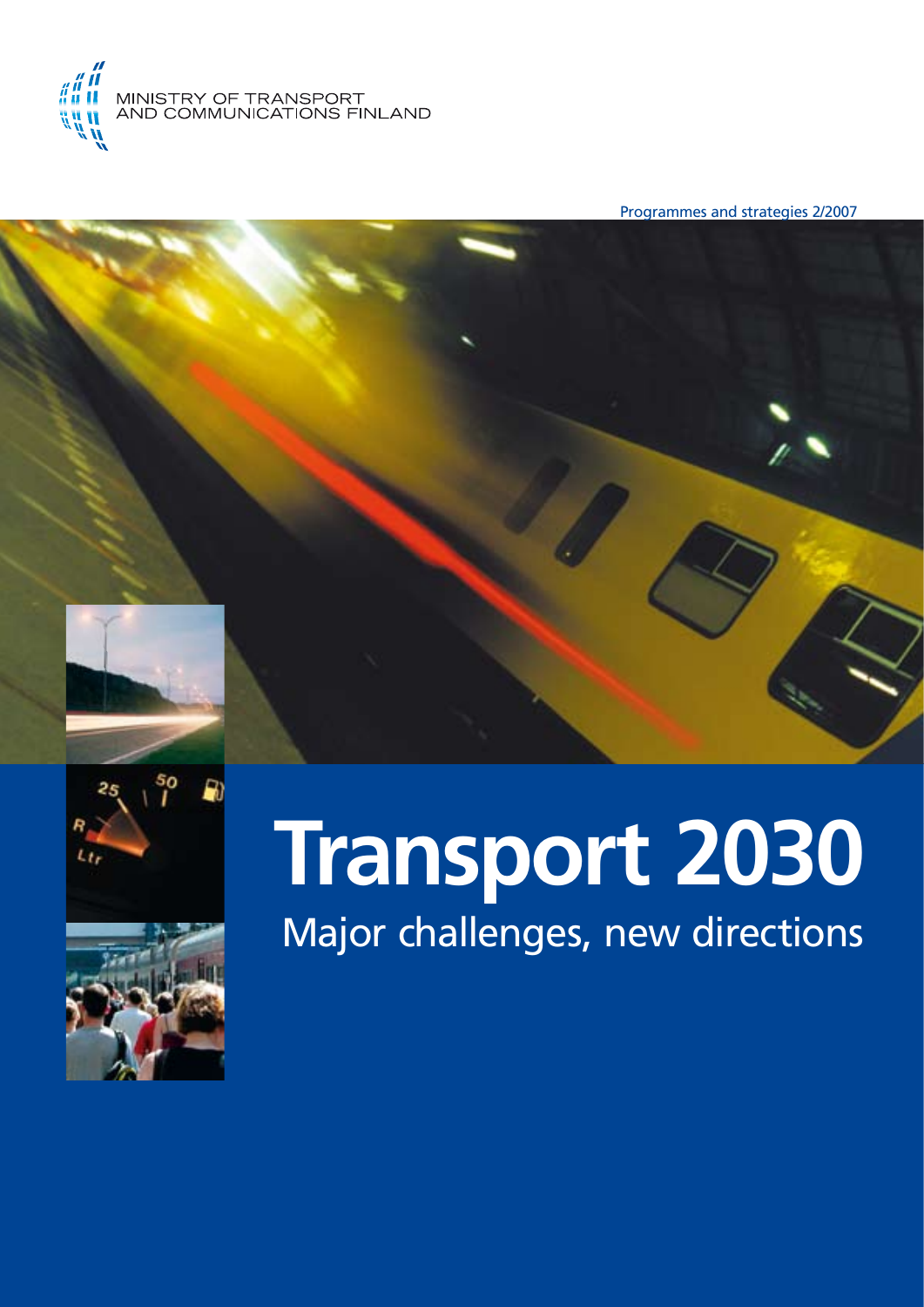MINISTRY OF TRANSPORT AND COMMUNICATIONS FINLAND

Programmes and strategies 2/2007

# Transport 2030

## Major challenges, new directions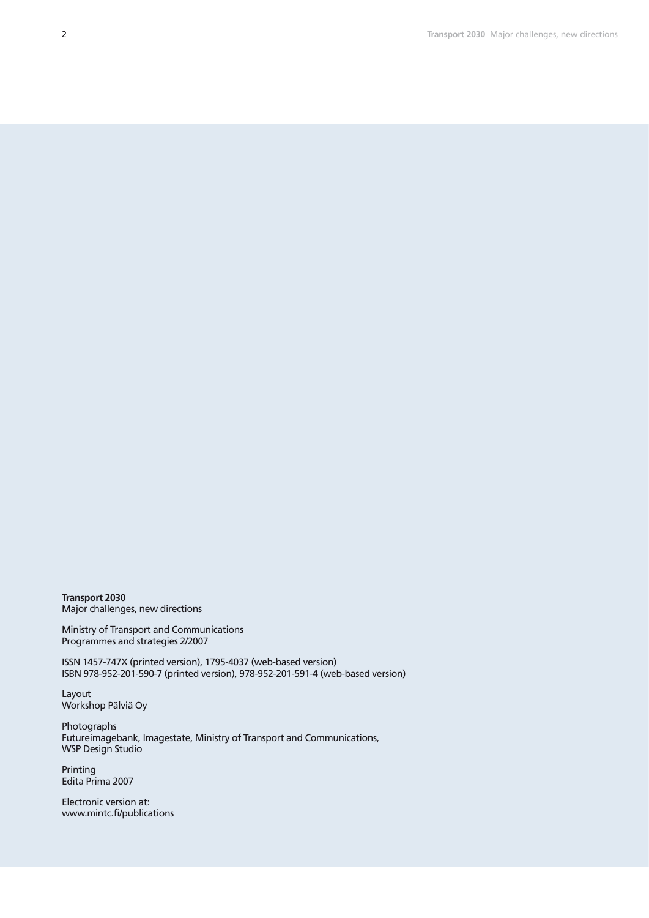**Transport 2030**
Major challenges, new directions

Ministry of Transport and Communications
Programmes and strategies 2/2007

ISSN 1457-747X (printed version), 1795-4037 (web-based version)
ISBN 978-952-201-590-7 (printed version), 978-952-201-591-4 (web-based version)

Layout
Workshop Pälviä Oy

Photographs
Futureimagebank, Imagestate, Ministry of Transport and Communications, WSP Design Studio

Printing
Edita Prima 2007

Electronic version at:
www.mintc.fi/publications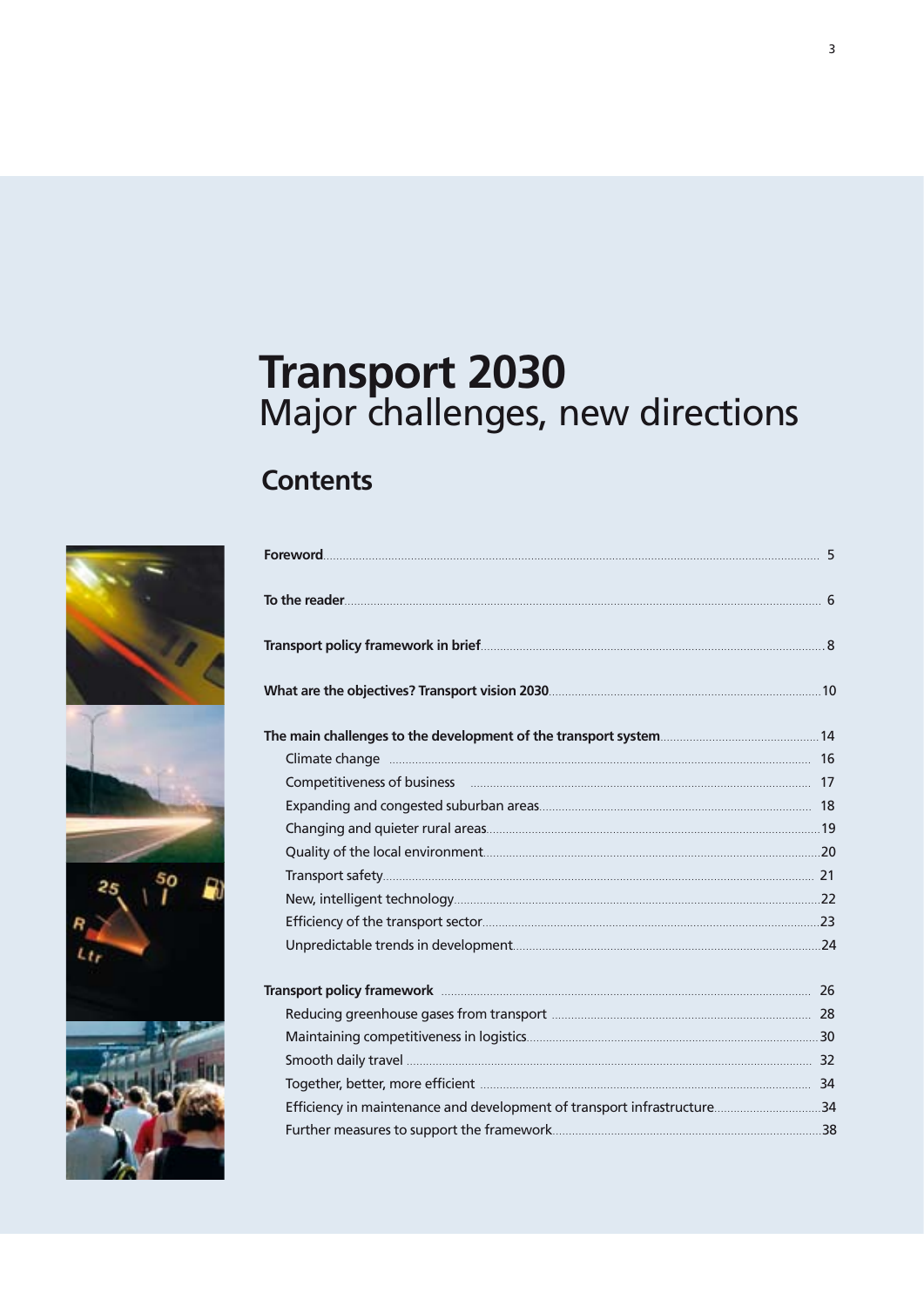# Transport 2030
## Major challenges, new directions

## Contents

**Foreword** ........ 5

**To the reader** ........ 6

**Transport policy framework in brief** ........ 8

**What are the objectives? Transport vision 2030** ........ 10

**The main challenges to the development of the transport system** ........ 14
- Climate change ........ 16
- Competitiveness of business ........ 17
- Expanding and congested suburban areas ........ 18
- Changing and quieter rural areas ........ 19
- Quality of the local environment ........ 20
- Transport safety ........ 21
- New, intelligent technology ........ 22
- Efficiency of the transport sector ........ 23
- Unpredictable trends in development ........ 24

**Transport policy framework** ........ 26
- Reducing greenhouse gases from transport ........ 28
- Maintaining competitiveness in logistics ........ 30
- Smooth daily travel ........ 32
- Together, better, more efficient ........ 34
- Efficiency in maintenance and development of transport infrastructure ........ 34
- Further measures to support the framework ........ 38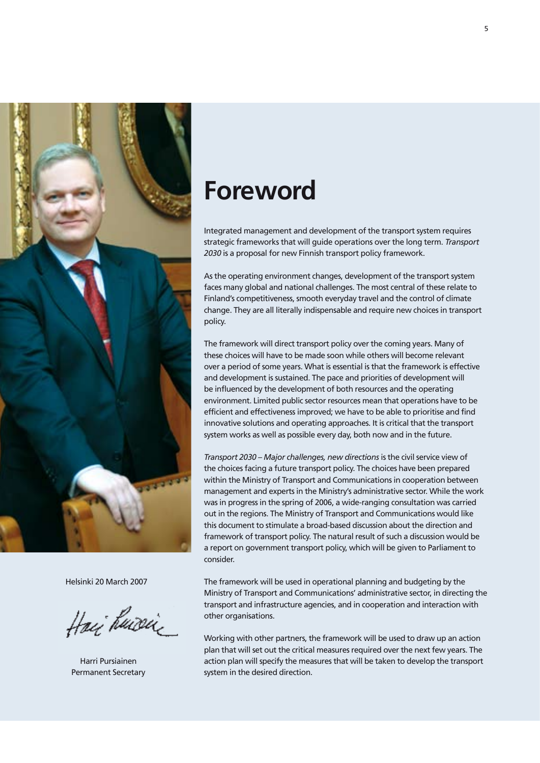# Foreword

Integrated management and development of the transport system requires strategic frameworks that will guide operations over the long term. *Transport 2030* is a proposal for new Finnish transport policy framework.

As the operating environment changes, development of the transport system faces many global and national challenges. The most central of these relate to Finland's competitiveness, smooth everyday travel and the control of climate change. They are all literally indispensable and require new choices in transport policy.

The framework will direct transport policy over the coming years. Many of these choices will have to be made soon while others will become relevant over a period of some years. What is essential is that the framework is effective and development is sustained. The pace and priorities of development will be influenced by the development of both resources and the operating environment. Limited public sector resources mean that operations have to be efficient and effectiveness improved; we have to be able to prioritise and find innovative solutions and operating approaches. It is critical that the transport system works as well as possible every day, both now and in the future.

*Transport 2030 – Major challenges, new directions* is the civil service view of the choices facing a future transport policy. The choices have been prepared within the Ministry of Transport and Communications in cooperation between management and experts in the Ministry's administrative sector. While the work was in progress in the spring of 2006, a wide-ranging consultation was carried out in the regions. The Ministry of Transport and Communications would like this document to stimulate a broad-based discussion about the direction and framework of transport policy. The natural result of such a discussion would be a report on government transport policy, which will be given to Parliament to consider.

The framework will be used in operational planning and budgeting by the Ministry of Transport and Communications' administrative sector, in directing the transport and infrastructure agencies, and in cooperation and interaction with other organisations.

Working with other partners, the framework will be used to draw up an action plan that will set out the critical measures required over the next few years. The action plan will specify the measures that will be taken to develop the transport system in the desired direction.

Helsinki 20 March 2007

Harri Pursiainen
Permanent Secretary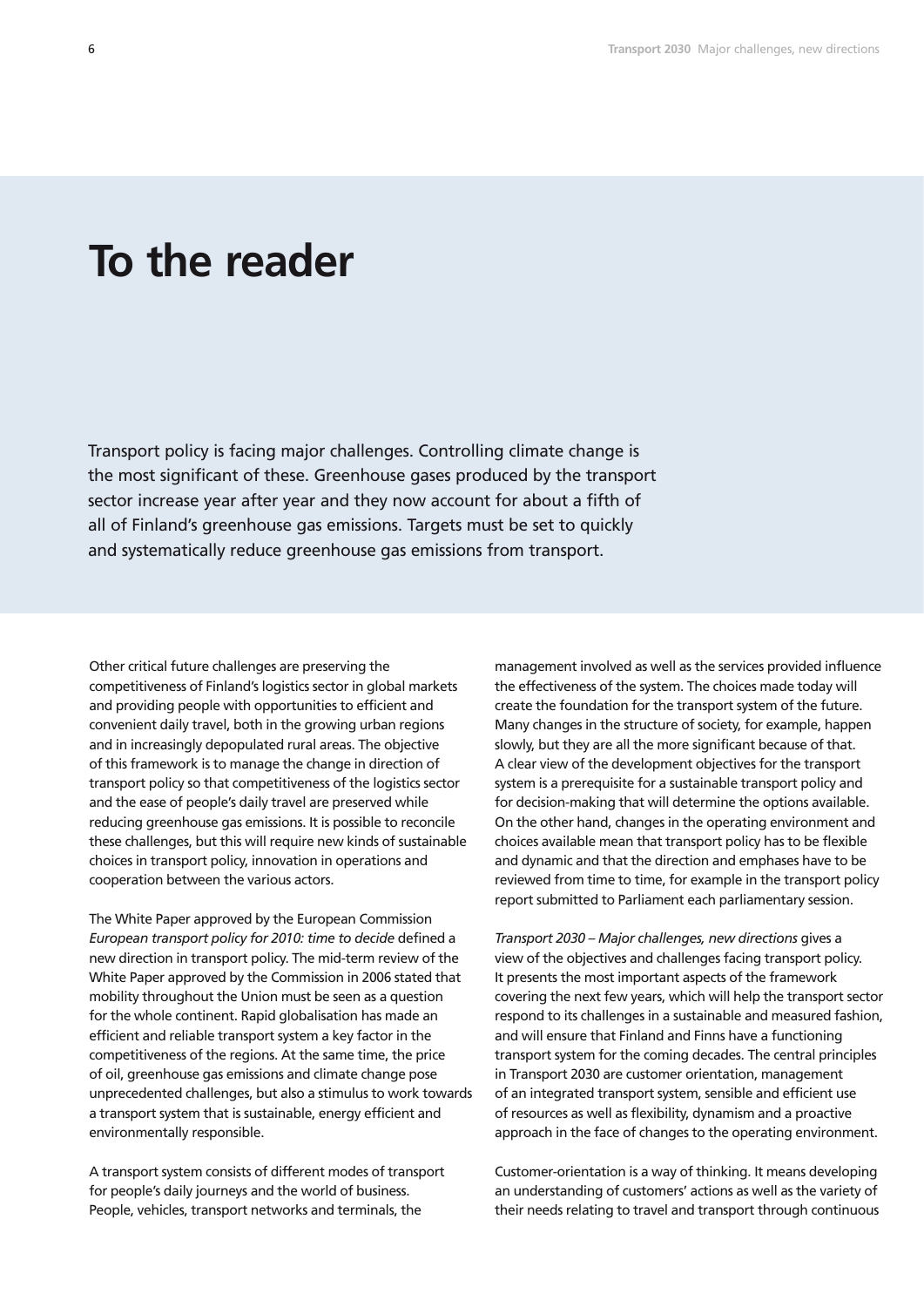# To the reader

Transport policy is facing major challenges. Controlling climate change is the most significant of these. Greenhouse gases produced by the transport sector increase year after year and they now account for about a fifth of all of Finland's greenhouse gas emissions. Targets must be set to quickly and systematically reduce greenhouse gas emissions from transport.

Other critical future challenges are preserving the competitiveness of Finland's logistics sector in global markets and providing people with opportunities to efficient and convenient daily travel, both in the growing urban regions and in increasingly depopulated rural areas. The objective of this framework is to manage the change in direction of transport policy so that competitiveness of the logistics sector and the ease of people's daily travel are preserved while reducing greenhouse gas emissions. It is possible to reconcile these challenges, but this will require new kinds of sustainable choices in transport policy, innovation in operations and cooperation between the various actors.

The White Paper approved by the European Commission *European transport policy for 2010: time to decide* defined a new direction in transport policy. The mid-term review of the White Paper approved by the Commission in 2006 stated that mobility throughout the Union must be seen as a question for the whole continent. Rapid globalisation has made an efficient and reliable transport system a key factor in the competitiveness of the regions. At the same time, the price of oil, greenhouse gas emissions and climate change pose unprecedented challenges, but also a stimulus to work towards a transport system that is sustainable, energy efficient and environmentally responsible.

A transport system consists of different modes of transport for people's daily journeys and the world of business. People, vehicles, transport networks and terminals, the management involved as well as the services provided influence the effectiveness of the system. The choices made today will create the foundation for the transport system of the future. Many changes in the structure of society, for example, happen slowly, but they are all the more significant because of that. A clear view of the development objectives for the transport system is a prerequisite for a sustainable transport policy and for decision-making that will determine the options available. On the other hand, changes in the operating environment and choices available mean that transport policy has to be flexible and dynamic and that the direction and emphases have to be reviewed from time to time, for example in the transport policy report submitted to Parliament each parliamentary session.

*Transport 2030 – Major challenges, new directions* gives a view of the objectives and challenges facing transport policy. It presents the most important aspects of the framework covering the next few years, which will help the transport sector respond to its challenges in a sustainable and measured fashion, and will ensure that Finland and Finns have a functioning transport system for the coming decades. The central principles in Transport 2030 are customer orientation, management of an integrated transport system, sensible and efficient use of resources as well as flexibility, dynamism and a proactive approach in the face of changes to the operating environment.

Customer-orientation is a way of thinking. It means developing an understanding of customers' actions as well as the variety of their needs relating to travel and transport through continuous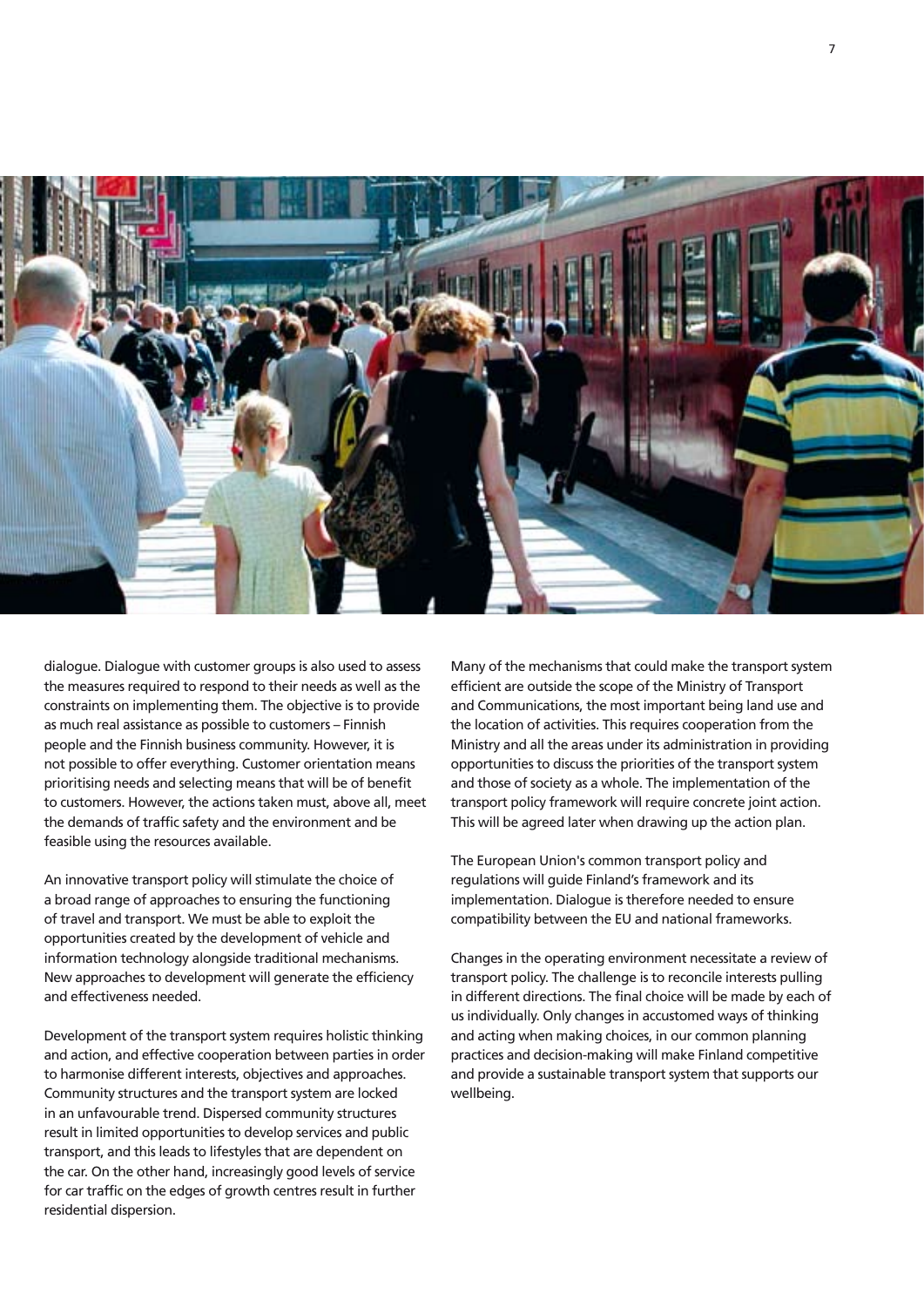dialogue. Dialogue with customer groups is also used to assess the measures required to respond to their needs as well as the constraints on implementing them. The objective is to provide as much real assistance as possible to customers – Finnish people and the Finnish business community. However, it is not possible to offer everything. Customer orientation means prioritising needs and selecting means that will be of benefit to customers. However, the actions taken must, above all, meet the demands of traffic safety and the environment and be feasible using the resources available.

An innovative transport policy will stimulate the choice of a broad range of approaches to ensuring the functioning of travel and transport. We must be able to exploit the opportunities created by the development of vehicle and information technology alongside traditional mechanisms. New approaches to development will generate the efficiency and effectiveness needed.

Development of the transport system requires holistic thinking and action, and effective cooperation between parties in order to harmonise different interests, objectives and approaches. Community structures and the transport system are locked in an unfavourable trend. Dispersed community structures result in limited opportunities to develop services and public transport, and this leads to lifestyles that are dependent on the car. On the other hand, increasingly good levels of service for car traffic on the edges of growth centres result in further residential dispersion.

Many of the mechanisms that could make the transport system efficient are outside the scope of the Ministry of Transport and Communications, the most important being land use and the location of activities. This requires cooperation from the Ministry and all the areas under its administration in providing opportunities to discuss the priorities of the transport system and those of society as a whole. The implementation of the transport policy framework will require concrete joint action. This will be agreed later when drawing up the action plan.

The European Union's common transport policy and regulations will guide Finland's framework and its implementation. Dialogue is therefore needed to ensure compatibility between the EU and national frameworks.

Changes in the operating environment necessitate a review of transport policy. The challenge is to reconcile interests pulling in different directions. The final choice will be made by each of us individually. Only changes in accustomed ways of thinking and acting when making choices, in our common planning practices and decision-making will make Finland competitive and provide a sustainable transport system that supports our wellbeing.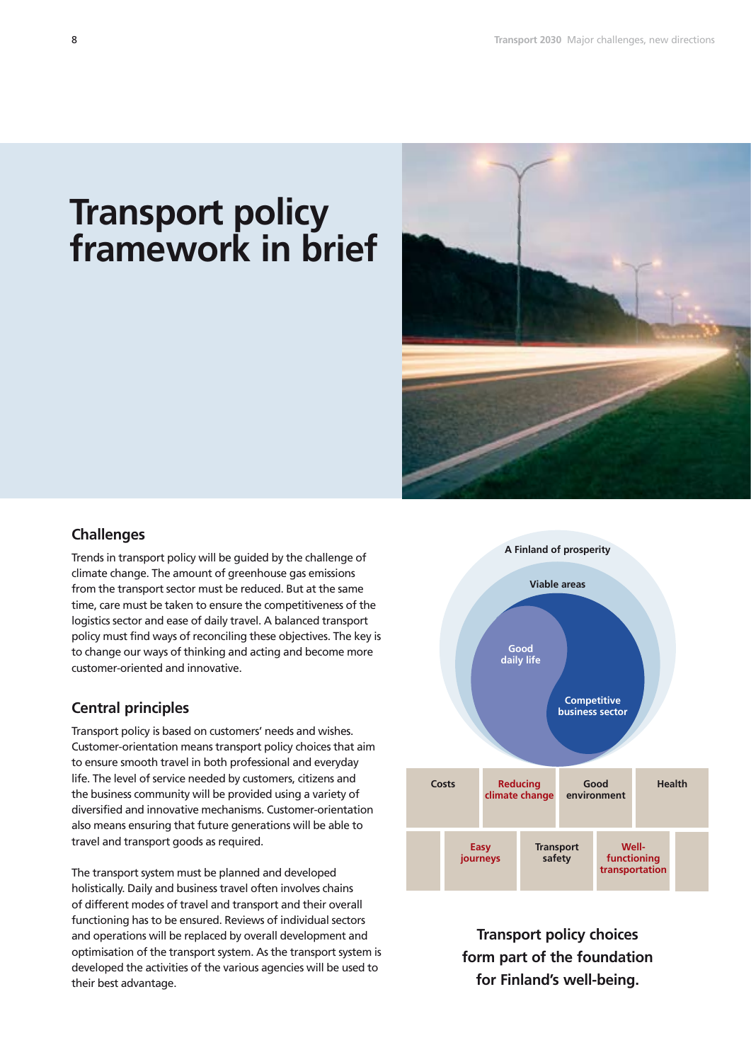# Transport policy framework in brief

## Challenges

Trends in transport policy will be guided by the challenge of climate change. The amount of greenhouse gas emissions from the transport sector must be reduced. But at the same time, care must be taken to ensure the competitiveness of the logistics sector and ease of daily travel. A balanced transport policy must find ways of reconciling these objectives. The key is to change our ways of thinking and acting and become more customer-oriented and innovative.

## Central principles

Transport policy is based on customers' needs and wishes. Customer-orientation means transport policy choices that aim to ensure smooth travel in both professional and everyday life. The level of service needed by customers, citizens and the business community will be provided using a variety of diversified and innovative mechanisms. Customer-orientation also means ensuring that future generations will be able to travel and transport goods as required.

The transport system must be planned and developed holistically. Daily and business travel often involves chains of different modes of travel and transport and their overall functioning has to be ensured. Reviews of individual sectors and operations will be replaced by overall development and optimisation of the transport system. As the transport system is developed the activities of the various agencies will be used to their best advantage.

A Finland of prosperity

Viable areas

Good daily life

Competitive business sector

Costs | Reducing climate change | Good environment | Health

Easy journeys | Transport safety | Well-functioning transportation

**Transport policy choices form part of the foundation for Finland's well-being.**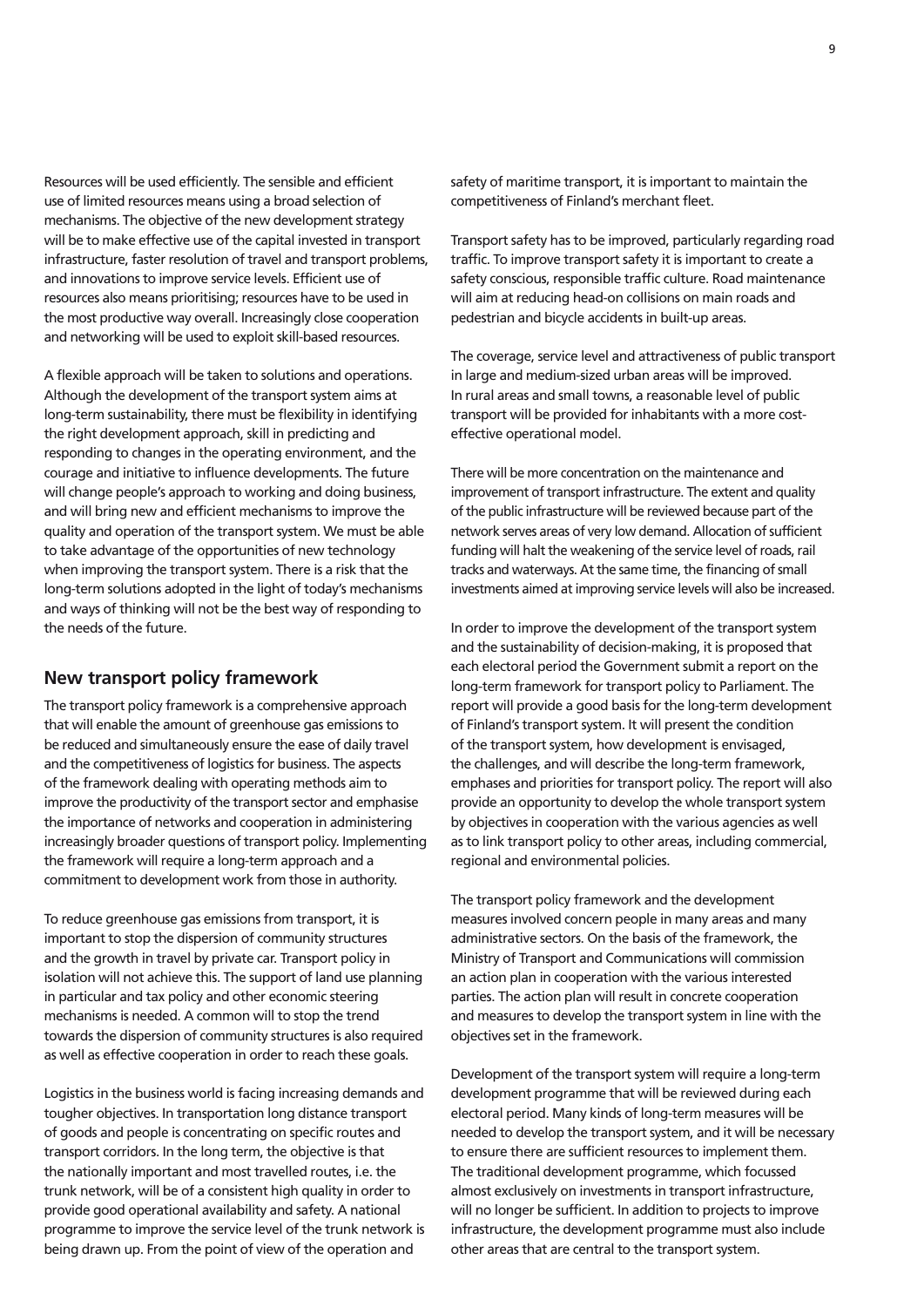Resources will be used efficiently. The sensible and efficient use of limited resources means using a broad selection of mechanisms. The objective of the new development strategy will be to make effective use of the capital invested in transport infrastructure, faster resolution of travel and transport problems, and innovations to improve service levels. Efficient use of resources also means prioritising; resources have to be used in the most productive way overall. Increasingly close cooperation and networking will be used to exploit skill-based resources.

A flexible approach will be taken to solutions and operations. Although the development of the transport system aims at long-term sustainability, there must be flexibility in identifying the right development approach, skill in predicting and responding to changes in the operating environment, and the courage and initiative to influence developments. The future will change people's approach to working and doing business, and will bring new and efficient mechanisms to improve the quality and operation of the transport system. We must be able to take advantage of the opportunities of new technology when improving the transport system. There is a risk that the long-term solutions adopted in the light of today's mechanisms and ways of thinking will not be the best way of responding to the needs of the future.

## New transport policy framework

The transport policy framework is a comprehensive approach that will enable the amount of greenhouse gas emissions to be reduced and simultaneously ensure the ease of daily travel and the competitiveness of logistics for business. The aspects of the framework dealing with operating methods aim to improve the productivity of the transport sector and emphasise the importance of networks and cooperation in administering increasingly broader questions of transport policy. Implementing the framework will require a long-term approach and a commitment to development work from those in authority.

To reduce greenhouse gas emissions from transport, it is important to stop the dispersion of community structures and the growth in travel by private car. Transport policy in isolation will not achieve this. The support of land use planning in particular and tax policy and other economic steering mechanisms is needed. A common will to stop the trend towards the dispersion of community structures is also required as well as effective cooperation in order to reach these goals.

Logistics in the business world is facing increasing demands and tougher objectives. In transportation long distance transport of goods and people is concentrating on specific routes and transport corridors. In the long term, the objective is that the nationally important and most travelled routes, i.e. the trunk network, will be of a consistent high quality in order to provide good operational availability and safety. A national programme to improve the service level of the trunk network is being drawn up. From the point of view of the operation and safety of maritime transport, it is important to maintain the competitiveness of Finland's merchant fleet.

Transport safety has to be improved, particularly regarding road traffic. To improve transport safety it is important to create a safety conscious, responsible traffic culture. Road maintenance will aim at reducing head-on collisions on main roads and pedestrian and bicycle accidents in built-up areas.

The coverage, service level and attractiveness of public transport in large and medium-sized urban areas will be improved. In rural areas and small towns, a reasonable level of public transport will be provided for inhabitants with a more cost-effective operational model.

There will be more concentration on the maintenance and improvement of transport infrastructure. The extent and quality of the public infrastructure will be reviewed because part of the network serves areas of very low demand. Allocation of sufficient funding will halt the weakening of the service level of roads, rail tracks and waterways. At the same time, the financing of small investments aimed at improving service levels will also be increased.

In order to improve the development of the transport system and the sustainability of decision-making, it is proposed that each electoral period the Government submit a report on the long-term framework for transport policy to Parliament. The report will provide a good basis for the long-term development of Finland's transport system. It will present the condition of the transport system, how development is envisaged, the challenges, and will describe the long-term framework, emphases and priorities for transport policy. The report will also provide an opportunity to develop the whole transport system by objectives in cooperation with the various agencies as well as to link transport policy to other areas, including commercial, regional and environmental policies.

The transport policy framework and the development measures involved concern people in many areas and many administrative sectors. On the basis of the framework, the Ministry of Transport and Communications will commission an action plan in cooperation with the various interested parties. The action plan will result in concrete cooperation and measures to develop the transport system in line with the objectives set in the framework.

Development of the transport system will require a long-term development programme that will be reviewed during each electoral period. Many kinds of long-term measures will be needed to develop the transport system, and it will be necessary to ensure there are sufficient resources to implement them. The traditional development programme, which focussed almost exclusively on investments in transport infrastructure, will no longer be sufficient. In addition to projects to improve infrastructure, the development programme must also include other areas that are central to the transport system.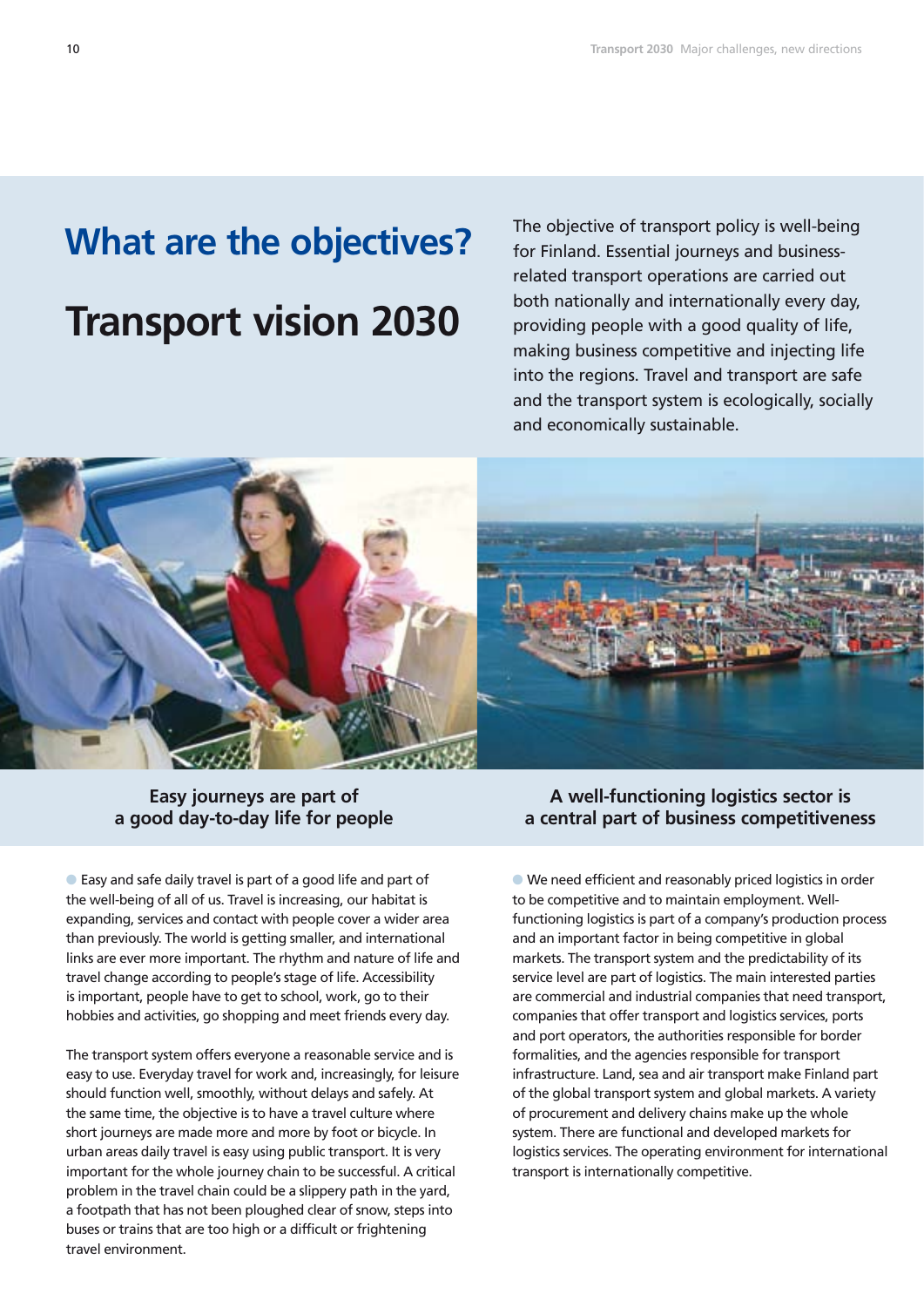# What are the objectives?

# Transport vision 2030

The objective of transport policy is well-being for Finland. Essential journeys and business-related transport operations are carried out both nationally and internationally every day, providing people with a good quality of life, making business competitive and injecting life into the regions. Travel and transport are safe and the transport system is ecologically, socially and economically sustainable.

### Easy journeys are part of a good day-to-day life for people

Easy and safe daily travel is part of a good life and part of the well-being of all of us. Travel is increasing, our habitat is expanding, services and contact with people cover a wider area than previously. The world is getting smaller, and international links are ever more important. The rhythm and nature of life and travel change according to people's stage of life. Accessibility is important, people have to get to school, work, go to their hobbies and activities, go shopping and meet friends every day.

The transport system offers everyone a reasonable service and is easy to use. Everyday travel for work and, increasingly, for leisure should function well, smoothly, without delays and safely. At the same time, the objective is to have a travel culture where short journeys are made more and more by foot or bicycle. In urban areas daily travel is easy using public transport. It is very important for the whole journey chain to be successful. A critical problem in the travel chain could be a slippery path in the yard, a footpath that has not been ploughed clear of snow, steps into buses or trains that are too high or a difficult or frightening travel environment.

### A well-functioning logistics sector is a central part of business competitiveness

We need efficient and reasonably priced logistics in order to be competitive and to maintain employment. Well-functioning logistics is part of a company's production process and an important factor in being competitive in global markets. The transport system and the predictability of its service level are part of logistics. The main interested parties are commercial and industrial companies that need transport, companies that offer transport and logistics services, ports and port operators, the authorities responsible for border formalities, and the agencies responsible for transport infrastructure. Land, sea and air transport make Finland part of the global transport system and global markets. A variety of procurement and delivery chains make up the whole system. There are functional and developed markets for logistics services. The operating environment for international transport is internationally competitive.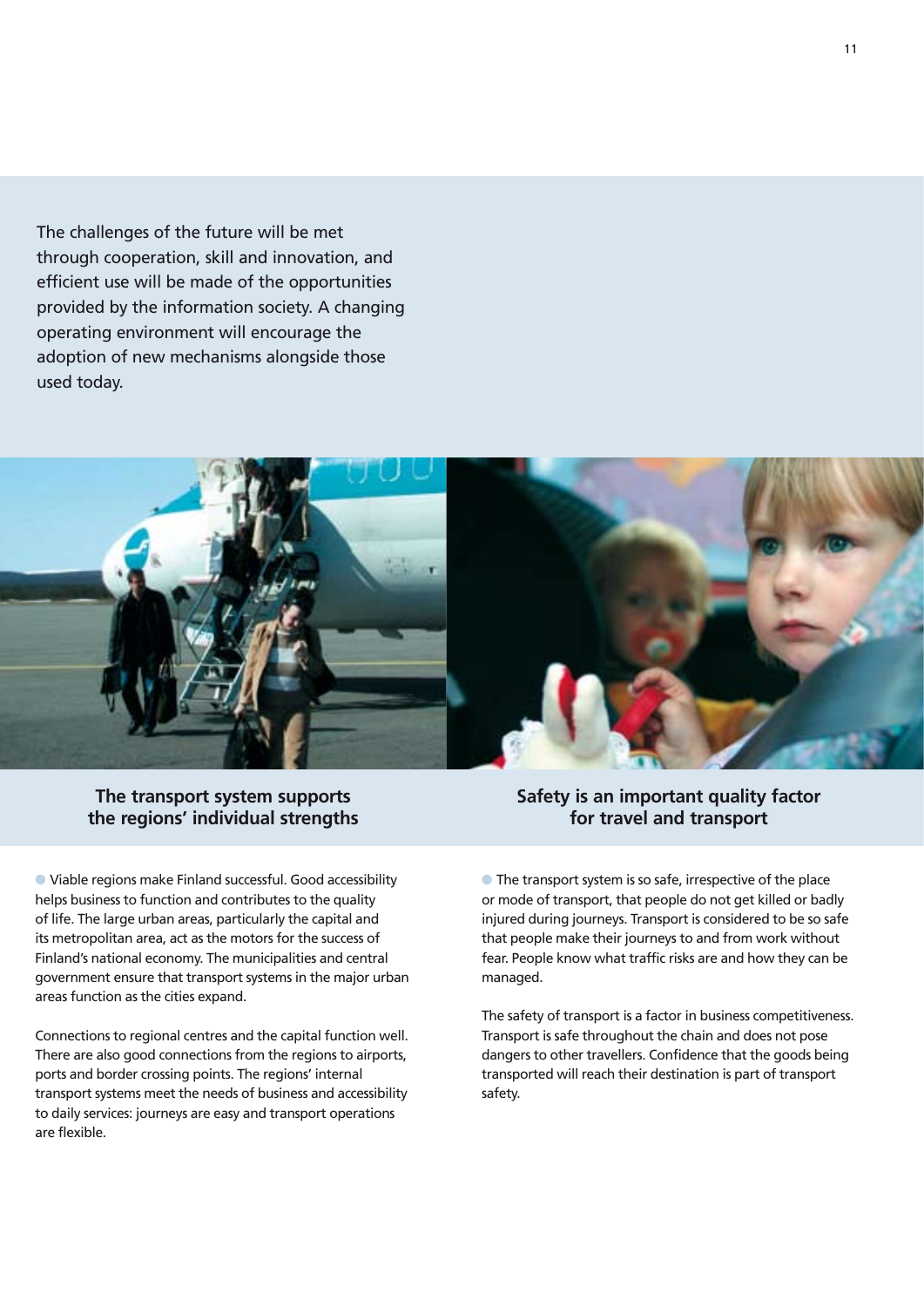The challenges of the future will be met through cooperation, skill and innovation, and efficient use will be made of the opportunities provided by the information society. A changing operating environment will encourage the adoption of new mechanisms alongside those used today.

## The transport system supports the regions' individual strengths

Viable regions make Finland successful. Good accessibility helps business to function and contributes to the quality of life. The large urban areas, particularly the capital and its metropolitan area, act as the motors for the success of Finland's national economy. The municipalities and central government ensure that transport systems in the major urban areas function as the cities expand.

Connections to regional centres and the capital function well. There are also good connections from the regions to airports, ports and border crossing points. The regions' internal transport systems meet the needs of business and accessibility to daily services: journeys are easy and transport operations are flexible.

## Safety is an important quality factor for travel and transport

The transport system is so safe, irrespective of the place or mode of transport, that people do not get killed or badly injured during journeys. Transport is considered to be so safe that people make their journeys to and from work without fear. People know what traffic risks are and how they can be managed.

The safety of transport is a factor in business competitiveness. Transport is safe throughout the chain and does not pose dangers to other travellers. Confidence that the goods being transported will reach their destination is part of transport safety.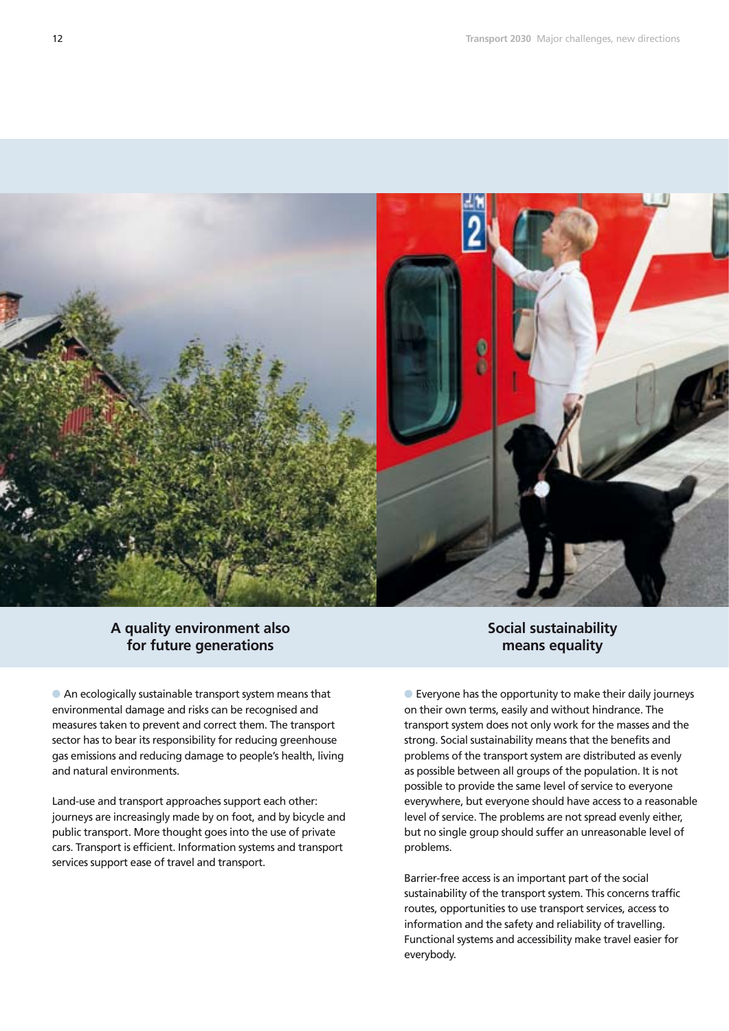## A quality environment also for future generations

An ecologically sustainable transport system means that environmental damage and risks can be recognised and measures taken to prevent and correct them. The transport sector has to bear its responsibility for reducing greenhouse gas emissions and reducing damage to people's health, living and natural environments.

Land-use and transport approaches support each other: journeys are increasingly made by on foot, and by bicycle and public transport. More thought goes into the use of private cars. Transport is efficient. Information systems and transport services support ease of travel and transport.

## Social sustainability means equality

Everyone has the opportunity to make their daily journeys on their own terms, easily and without hindrance. The transport system does not only work for the masses and the strong. Social sustainability means that the benefits and problems of the transport system are distributed as evenly as possible between all groups of the population. It is not possible to provide the same level of service to everyone everywhere, but everyone should have access to a reasonable level of service. The problems are not spread evenly either, but no single group should suffer an unreasonable level of problems.

Barrier-free access is an important part of the social sustainability of the transport system. This concerns traffic routes, opportunities to use transport services, access to information and the safety and reliability of travelling. Functional systems and accessibility make travel easier for everybody.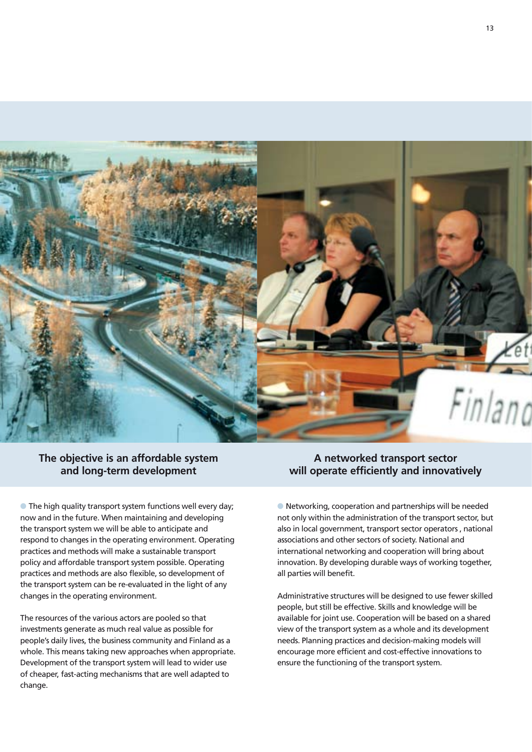## The objective is an affordable system and long-term development

The high quality transport system functions well every day; now and in the future. When maintaining and developing the transport system we will be able to anticipate and respond to changes in the operating environment. Operating practices and methods will make a sustainable transport policy and affordable transport system possible. Operating practices and methods are also flexible, so development of the transport system can be re-evaluated in the light of any changes in the operating environment.

The resources of the various actors are pooled so that investments generate as much real value as possible for people's daily lives, the business community and Finland as a whole. This means taking new approaches when appropriate. Development of the transport system will lead to wider use of cheaper, fast-acting mechanisms that are well adapted to change.

## A networked transport sector will operate efficiently and innovatively

Networking, cooperation and partnerships will be needed not only within the administration of the transport sector, but also in local government, transport sector operators , national associations and other sectors of society. National and international networking and cooperation will bring about innovation. By developing durable ways of working together, all parties will benefit.

Administrative structures will be designed to use fewer skilled people, but still be effective. Skills and knowledge will be available for joint use. Cooperation will be based on a shared view of the transport system as a whole and its development needs. Planning practices and decision-making models will encourage more efficient and cost-effective innovations to ensure the functioning of the transport system.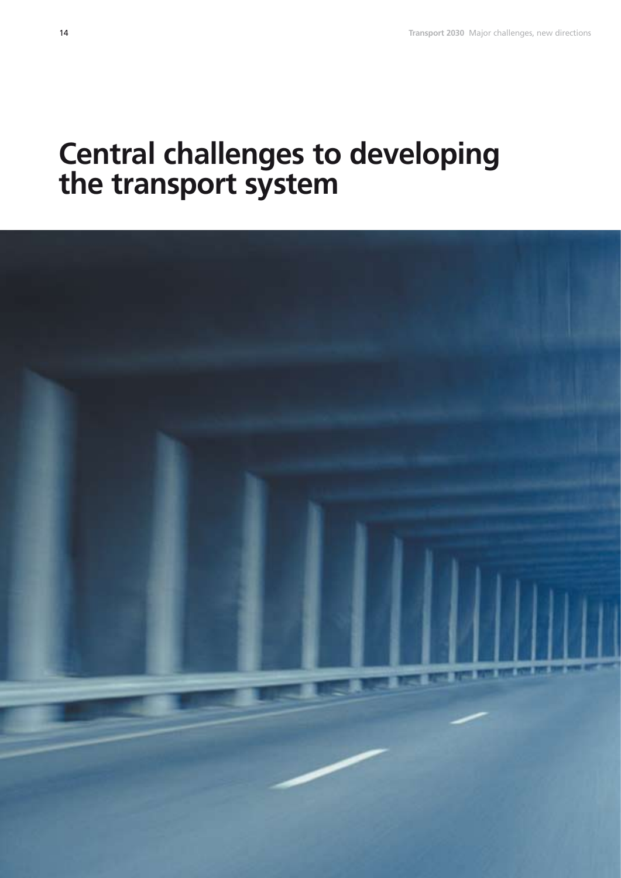# Central challenges to developing the transport system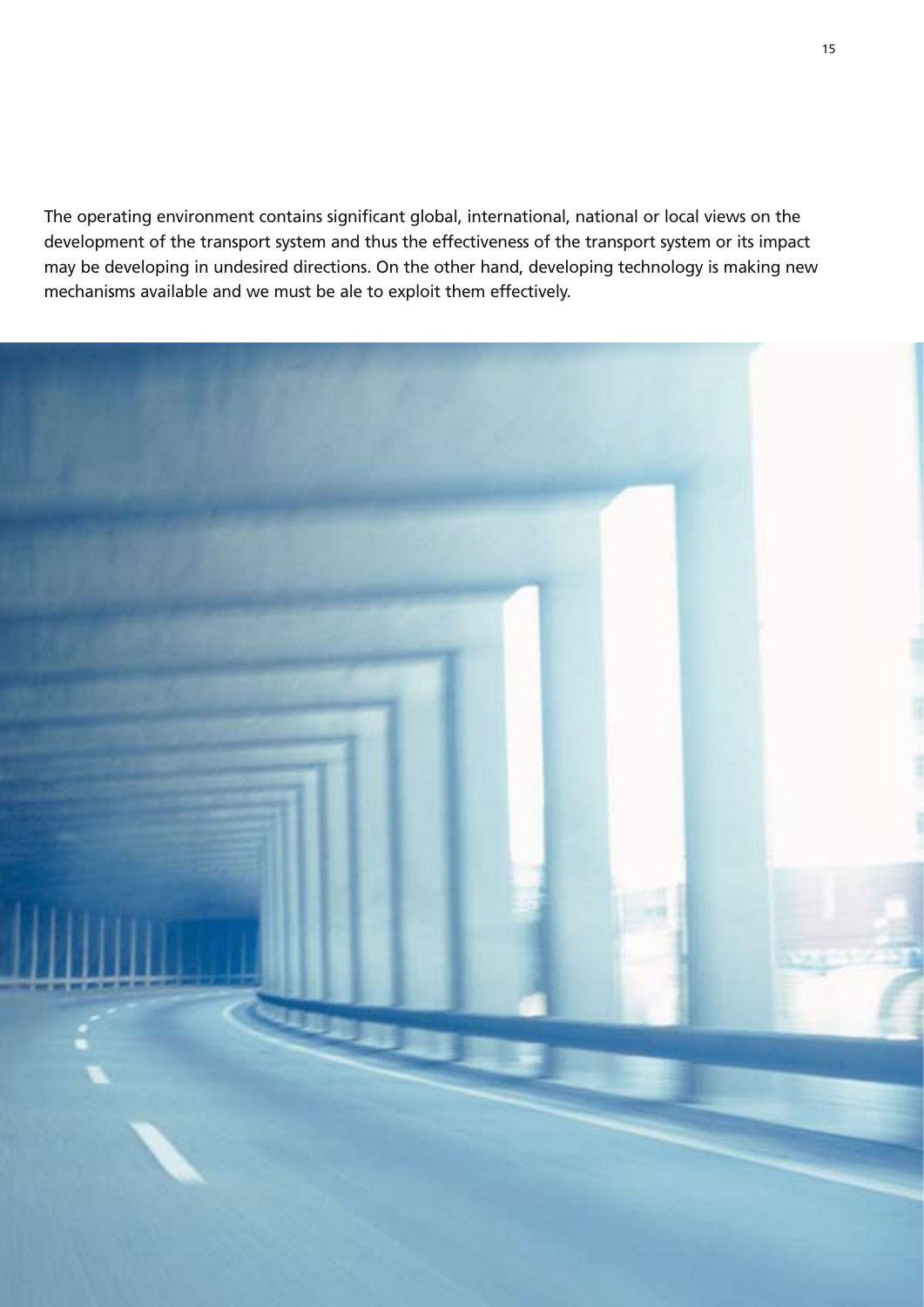The operating environment contains significant global, international, national or local views on the development of the transport system and thus the effectiveness of the transport system or its impact may be developing in undesired directions. On the other hand, developing technology is making new mechanisms available and we must be ale to exploit them effectively.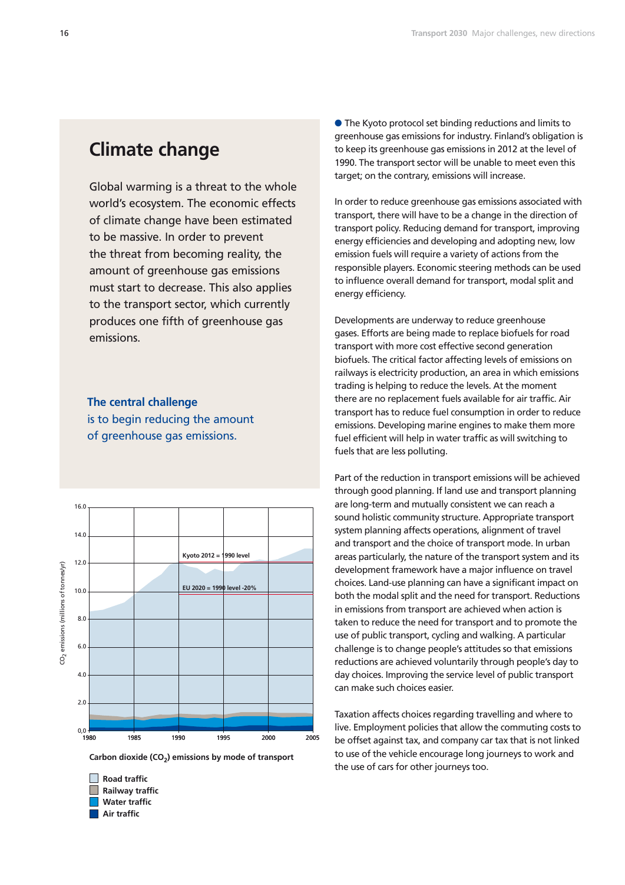# Climate change

Global warming is a threat to the whole world's ecosystem. The economic effects of climate change have been estimated to be massive. In order to prevent the threat from becoming reality, the amount of greenhouse gas emissions must start to decrease. This also applies to the transport sector, which currently produces one fifth of greenhouse gas emissions.

**The central challenge** is to begin reducing the amount of greenhouse gas emissions.

Carbon dioxide ($CO_2$) emissions by mode of transport

- Road traffic
- Railway traffic
- Water traffic
- Air traffic

● The Kyoto protocol set binding reductions and limits to greenhouse gas emissions for industry. Finland's obligation is to keep its greenhouse gas emissions in 2012 at the level of 1990. The transport sector will be unable to meet even this target; on the contrary, emissions will increase.

In order to reduce greenhouse gas emissions associated with transport, there will have to be a change in the direction of transport policy. Reducing demand for transport, improving energy efficiencies and developing and adopting new, low emission fuels will require a variety of actions from the responsible players. Economic steering methods can be used to influence overall demand for transport, modal split and energy efficiency.

Developments are underway to reduce greenhouse gases. Efforts are being made to replace biofuels for road transport with more cost effective second generation biofuels. The critical factor affecting levels of emissions on railways is electricity production, an area in which emissions trading is helping to reduce the levels. At the moment there are no replacement fuels available for air traffic. Air transport has to reduce fuel consumption in order to reduce emissions. Developing marine engines to make them more fuel efficient will help in water traffic as will switching to fuels that are less polluting.

Part of the reduction in transport emissions will be achieved through good planning. If land use and transport planning are long-term and mutually consistent we can reach a sound holistic community structure. Appropriate transport system planning affects operations, alignment of travel and transport and the choice of transport mode. In urban areas particularly, the nature of the transport system and its development framework have a major influence on travel choices. Land-use planning can have a significant impact on both the modal split and the need for transport. Reductions in emissions from transport are achieved when action is taken to reduce the need for transport and to promote the use of public transport, cycling and walking. A particular challenge is to change people's attitudes so that emissions reductions are achieved voluntarily through people's day to day choices. Improving the service level of public transport can make such choices easier.

Taxation affects choices regarding travelling and where to live. Employment policies that allow the commuting costs to be offset against tax, and company car tax that is not linked to use of the vehicle encourage long journeys to work and the use of cars for other journeys too.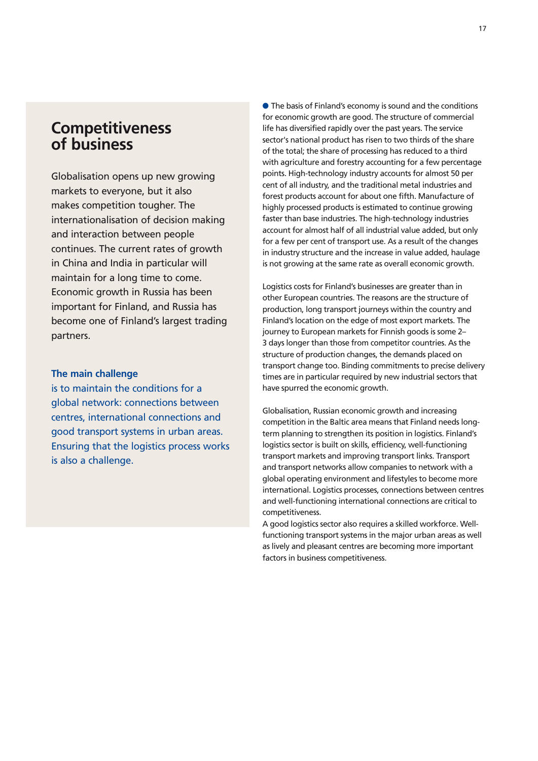# Competitiveness of business

Globalisation opens up new growing markets to everyone, but it also makes competition tougher. The internationalisation of decision making and interaction between people continues. The current rates of growth in China and India in particular will maintain for a long time to come. Economic growth in Russia has been important for Finland, and Russia has become one of Finland's largest trading partners.

**The main challenge** is to maintain the conditions for a global network: connections between centres, international connections and good transport systems in urban areas. Ensuring that the logistics process works is also a challenge.

The basis of Finland's economy is sound and the conditions for economic growth are good. The structure of commercial life has diversified rapidly over the past years. The service sector's national product has risen to two thirds of the share of the total; the share of processing has reduced to a third with agriculture and forestry accounting for a few percentage points. High-technology industry accounts for almost 50 per cent of all industry, and the traditional metal industries and forest products account for about one fifth. Manufacture of highly processed products is estimated to continue growing faster than base industries. The high-technology industries account for almost half of all industrial value added, but only for a few per cent of transport use. As a result of the changes in industry structure and the increase in value added, haulage is not growing at the same rate as overall economic growth.

Logistics costs for Finland's businesses are greater than in other European countries. The reasons are the structure of production, long transport journeys within the country and Finland's location on the edge of most export markets. The journey to European markets for Finnish goods is some 2–3 days longer than those from competitor countries. As the structure of production changes, the demands placed on transport change too. Binding commitments to precise delivery times are in particular required by new industrial sectors that have spurred the economic growth.

Globalisation, Russian economic growth and increasing competition in the Baltic area means that Finland needs long-term planning to strengthen its position in logistics. Finland's logistics sector is built on skills, efficiency, well-functioning transport markets and improving transport links. Transport and transport networks allow companies to network with a global operating environment and lifestyles to become more international. Logistics processes, connections between centres and well-functioning international connections are critical to competitiveness.

A good logistics sector also requires a skilled workforce. Well-functioning transport systems in the major urban areas as well as lively and pleasant centres are becoming more important factors in business competitiveness.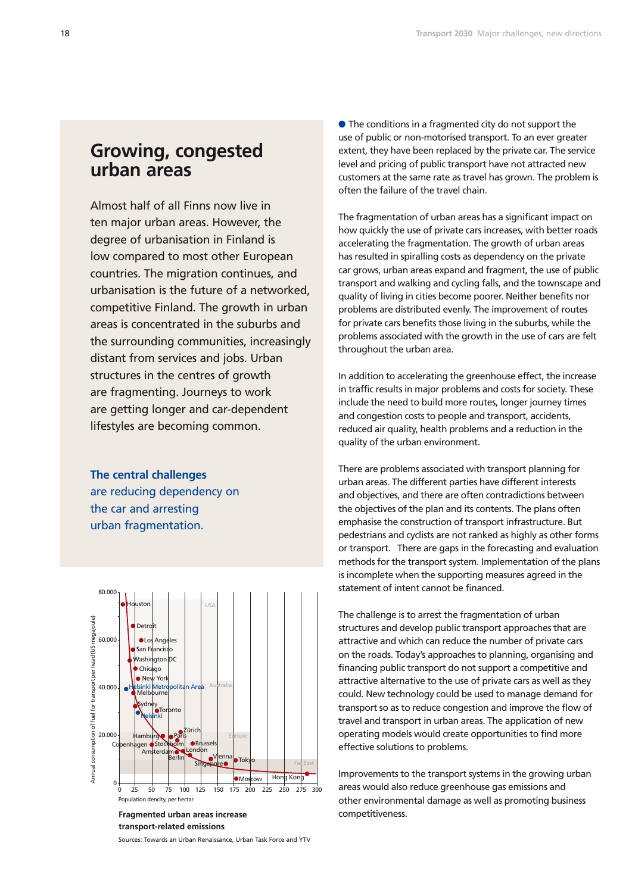## Growing, congested urban areas

Almost half of all Finns now live in ten major urban areas. However, the degree of urbanisation in Finland is low compared to most other European countries. The migration continues, and urbanisation is the future of a networked, competitive Finland. The growth in urban areas is concentrated in the suburbs and the surrounding communities, increasingly distant from services and jobs. Urban structures in the centres of growth are fragmenting. Journeys to work are getting longer and car-dependent lifestyles are becoming common.

**The central challenges** are reducing dependency on the car and arresting urban fragmentation.

**Fragmented urban areas increase transport-related emissions**

Sources: Towards an Urban Renaissance, Urban Task Force and YTV

- The conditions in a fragmented city do not support the use of public or non-motorised transport. To an ever greater extent, they have been replaced by the private car. The service level and pricing of public transport have not attracted new customers at the same rate as travel has grown. The problem is often the failure of the travel chain.

The fragmentation of urban areas has a significant impact on how quickly the use of private cars increases, with better roads accelerating the fragmentation. The growth of urban areas has resulted in spiralling costs as dependency on the private car grows, urban areas expand and fragment, the use of public transport and walking and cycling falls, and the townscape and quality of living in cities become poorer. Neither benefits nor problems are distributed evenly. The improvement of routes for private cars benefits those living in the suburbs, while the problems associated with the growth in the use of cars are felt throughout the urban area.

In addition to accelerating the greenhouse effect, the increase in traffic results in major problems and costs for society. These include the need to build more routes, longer journey times and congestion costs to people and transport, accidents, reduced air quality, health problems and a reduction in the quality of the urban environment.

There are problems associated with transport planning for urban areas. The different parties have different interests and objectives, and there are often contradictions between the objectives of the plan and its contents. The plans often emphasise the construction of transport infrastructure. But pedestrians and cyclists are not ranked as highly as other forms or transport. There are gaps in the forecasting and evaluation methods for the transport system. Implementation of the plans is incomplete when the supporting measures agreed in the statement of intent cannot be financed.

The challenge is to arrest the fragmentation of urban structures and develop public transport approaches that are attractive and which can reduce the number of private cars on the roads. Today's approaches to planning, organising and financing public transport do not support a competitive and attractive alternative to the use of private cars as well as they could. New technology could be used to manage demand for transport so as to reduce congestion and improve the flow of travel and transport in urban areas. The application of new operating models would create opportunities to find more effective solutions to problems.

Improvements to the transport systems in the growing urban areas would also reduce greenhouse gas emissions and other environmental damage as well as promoting business competitiveness.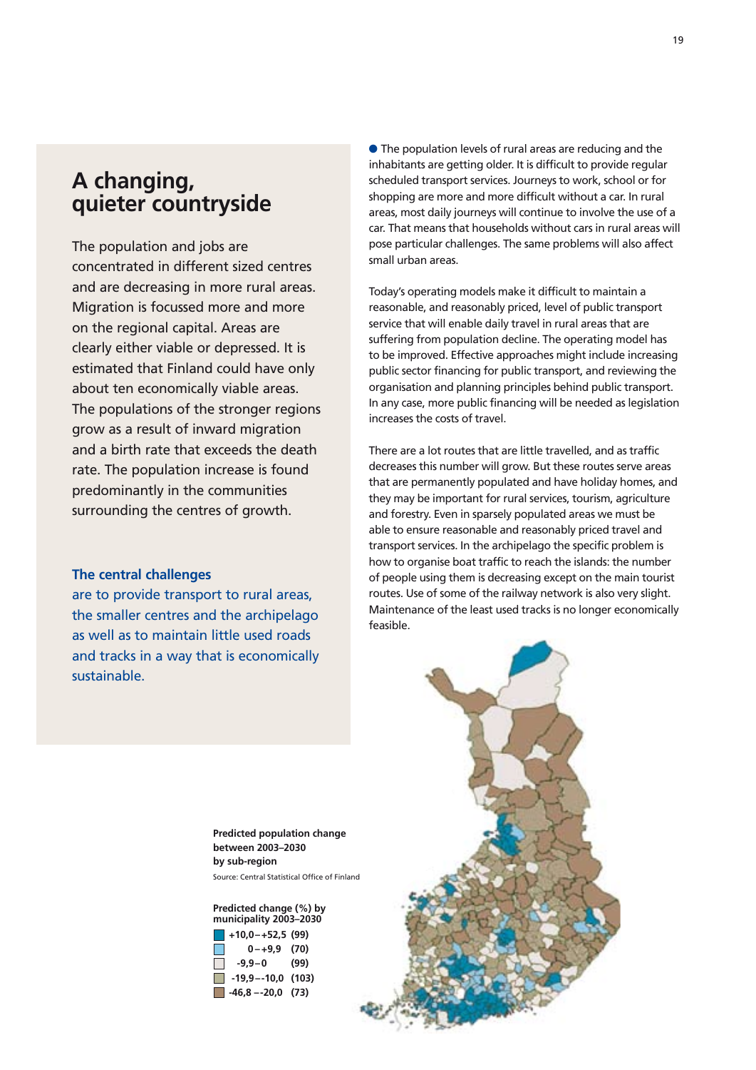## A changing, quieter countryside

The population and jobs are concentrated in different sized centres and are decreasing in more rural areas. Migration is focussed more and more on the regional capital. Areas are clearly either viable or depressed. It is estimated that Finland could have only about ten economically viable areas. The populations of the stronger regions grow as a result of inward migration and a birth rate that exceeds the death rate. The population increase is found predominantly in the communities surrounding the centres of growth.

**The central challenges** are to provide transport to rural areas, the smaller centres and the archipelago as well as to maintain little used roads and tracks in a way that is economically sustainable.

● The population levels of rural areas are reducing and the inhabitants are getting older. It is difficult to provide regular scheduled transport services. Journeys to work, school or for shopping are more and more difficult without a car. In rural areas, most daily journeys will continue to involve the use of a car. That means that households without cars in rural areas will pose particular challenges. The same problems will also affect small urban areas.

Today's operating models make it difficult to maintain a reasonable, and reasonably priced, level of public transport service that will enable daily travel in rural areas that are suffering from population decline. The operating model has to be improved. Effective approaches might include increasing public sector financing for public transport, and reviewing the organisation and planning principles behind public transport. In any case, more public financing will be needed as legislation increases the costs of travel.

There are a lot routes that are little travelled, and as traffic decreases this number will grow. But these routes serve areas that are permanently populated and have holiday homes, and they may be important for rural services, tourism, agriculture and forestry. Even in sparsely populated areas we must be able to ensure reasonable and reasonably priced travel and transport services. In the archipelago the specific problem is how to organise boat traffic to reach the islands: the number of people using them is decreasing except on the main tourist routes. Use of some of the railway network is also very slight. Maintenance of the least used tracks is no longer economically feasible.

**Predicted population change between 2003–2030 by sub-region**

Source: Central Statistical Office of Finland

**Predicted change (%) by municipality 2003–2030**

- +10,0 – +52,5 (99)
- 0 – +9,9 (70)
- -9,9 – 0 (99)
- -19,9 – -10,0 (103)
- -46,8 – -20,0 (73)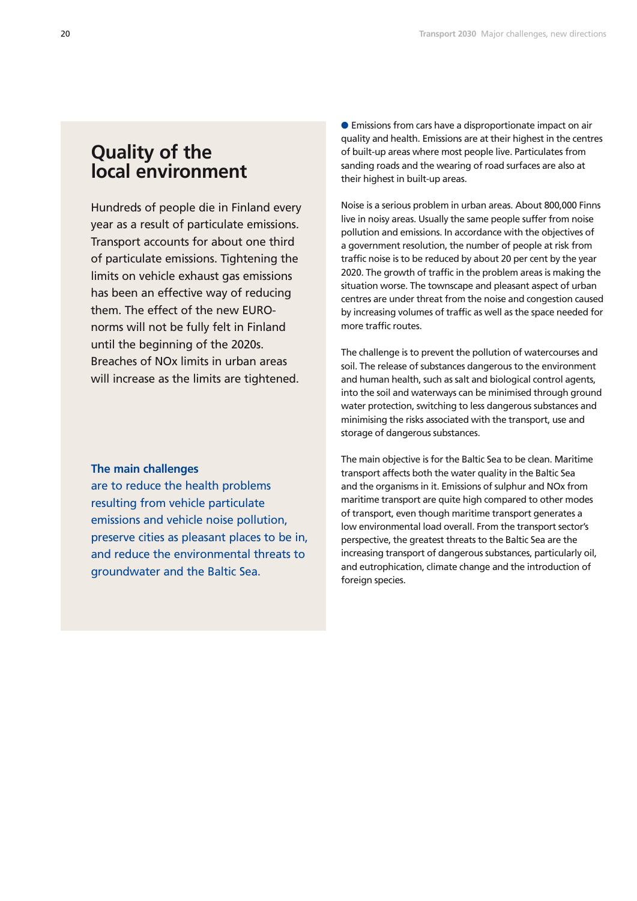# Quality of the local environment

Hundreds of people die in Finland every year as a result of particulate emissions. Transport accounts for about one third of particulate emissions. Tightening the limits on vehicle exhaust gas emissions has been an effective way of reducing them. The effect of the new EURO-norms will not be fully felt in Finland until the beginning of the 2020s. Breaches of NOx limits in urban areas will increase as the limits are tightened.

**The main challenges** are to reduce the health problems resulting from vehicle particulate emissions and vehicle noise pollution, preserve cities as pleasant places to be in, and reduce the environmental threats to groundwater and the Baltic Sea.

Emissions from cars have a disproportionate impact on air quality and health. Emissions are at their highest in the centres of built-up areas where most people live. Particulates from sanding roads and the wearing of road surfaces are also at their highest in built-up areas.

Noise is a serious problem in urban areas. About 800,000 Finns live in noisy areas. Usually the same people suffer from noise pollution and emissions. In accordance with the objectives of a government resolution, the number of people at risk from traffic noise is to be reduced by about 20 per cent by the year 2020. The growth of traffic in the problem areas is making the situation worse. The townscape and pleasant aspect of urban centres are under threat from the noise and congestion caused by increasing volumes of traffic as well as the space needed for more traffic routes.

The challenge is to prevent the pollution of watercourses and soil. The release of substances dangerous to the environment and human health, such as salt and biological control agents, into the soil and waterways can be minimised through ground water protection, switching to less dangerous substances and minimising the risks associated with the transport, use and storage of dangerous substances.

The main objective is for the Baltic Sea to be clean. Maritime transport affects both the water quality in the Baltic Sea and the organisms in it. Emissions of sulphur and NOx from maritime transport are quite high compared to other modes of transport, even though maritime transport generates a low environmental load overall. From the transport sector's perspective, the greatest threats to the Baltic Sea are the increasing transport of dangerous substances, particularly oil, and eutrophication, climate change and the introduction of foreign species.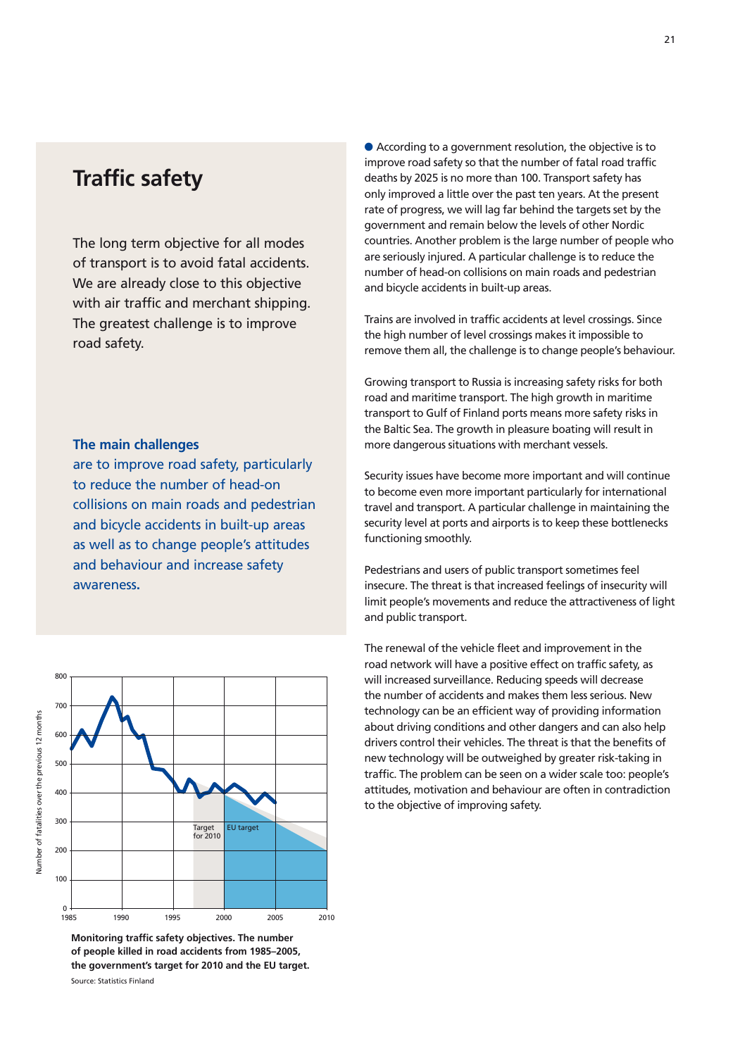# Traffic safety

The long term objective for all modes of transport is to avoid fatal accidents. We are already close to this objective with air traffic and merchant shipping. The greatest challenge is to improve road safety.

**The main challenges** are to improve road safety, particularly to reduce the number of head-on collisions on main roads and pedestrian and bicycle accidents in built-up areas as well as to change people's attitudes and behaviour and increase safety awareness.

Target for 2010

EU target

**Monitoring traffic safety objectives. The number of people killed in road accidents from 1985–2005, the government's target for 2010 and the EU target.**

Source: Statistics Finland

According to a government resolution, the objective is to improve road safety so that the number of fatal road traffic deaths by 2025 is no more than 100. Transport safety has only improved a little over the past ten years. At the present rate of progress, we will lag far behind the targets set by the government and remain below the levels of other Nordic countries. Another problem is the large number of people who are seriously injured. A particular challenge is to reduce the number of head-on collisions on main roads and pedestrian and bicycle accidents in built-up areas.

Trains are involved in traffic accidents at level crossings. Since the high number of level crossings makes it impossible to remove them all, the challenge is to change people's behaviour.

Growing transport to Russia is increasing safety risks for both road and maritime transport. The high growth in maritime transport to Gulf of Finland ports means more safety risks in the Baltic Sea. The growth in pleasure boating will result in more dangerous situations with merchant vessels.

Security issues have become more important and will continue to become even more important particularly for international travel and transport. A particular challenge in maintaining the security level at ports and airports is to keep these bottlenecks functioning smoothly.

Pedestrians and users of public transport sometimes feel insecure. The threat is that increased feelings of insecurity will limit people's movements and reduce the attractiveness of light and public transport.

The renewal of the vehicle fleet and improvement in the road network will have a positive effect on traffic safety, as will increased surveillance. Reducing speeds will decrease the number of accidents and makes them less serious. New technology can be an efficient way of providing information about driving conditions and other dangers and can also help drivers control their vehicles. The threat is that the benefits of new technology will be outweighed by greater risk-taking in traffic. The problem can be seen on a wider scale too: people's attitudes, motivation and behaviour are often in contradiction to the objective of improving safety.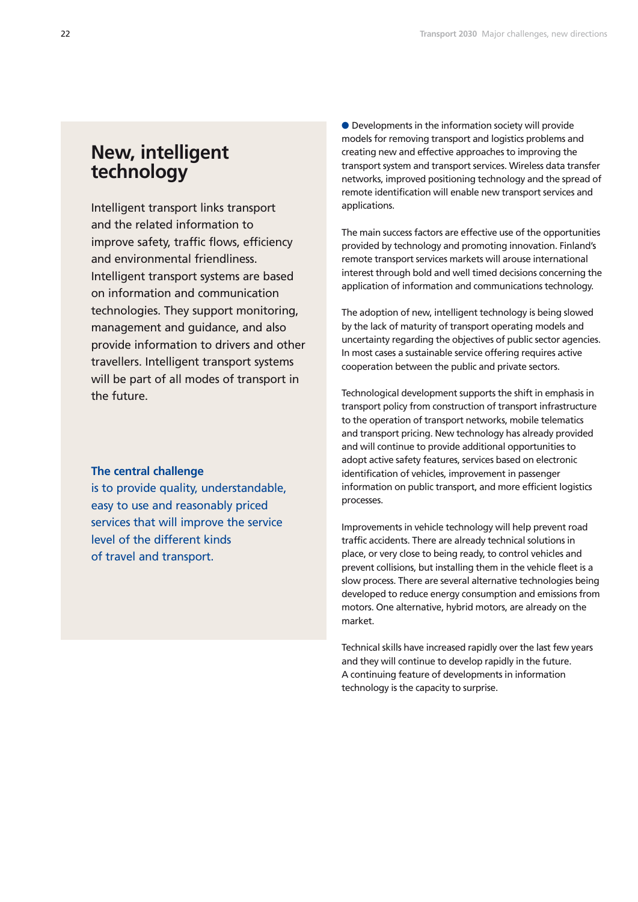# New, intelligent technology

Intelligent transport links transport and the related information to improve safety, traffic flows, efficiency and environmental friendliness. Intelligent transport systems are based on information and communication technologies. They support monitoring, management and guidance, and also provide information to drivers and other travellers. Intelligent transport systems will be part of all modes of transport in the future.

**The central challenge** is to provide quality, understandable, easy to use and reasonably priced services that will improve the service level of the different kinds of travel and transport.

● Developments in the information society will provide models for removing transport and logistics problems and creating new and effective approaches to improving the transport system and transport services. Wireless data transfer networks, improved positioning technology and the spread of remote identification will enable new transport services and applications.

The main success factors are effective use of the opportunities provided by technology and promoting innovation. Finland's remote transport services markets will arouse international interest through bold and well timed decisions concerning the application of information and communications technology.

The adoption of new, intelligent technology is being slowed by the lack of maturity of transport operating models and uncertainty regarding the objectives of public sector agencies. In most cases a sustainable service offering requires active cooperation between the public and private sectors.

Technological development supports the shift in emphasis in transport policy from construction of transport infrastructure to the operation of transport networks, mobile telematics and transport pricing. New technology has already provided and will continue to provide additional opportunities to adopt active safety features, services based on electronic identification of vehicles, improvement in passenger information on public transport, and more efficient logistics processes.

Improvements in vehicle technology will help prevent road traffic accidents. There are already technical solutions in place, or very close to being ready, to control vehicles and prevent collisions, but installing them in the vehicle fleet is a slow process. There are several alternative technologies being developed to reduce energy consumption and emissions from motors. One alternative, hybrid motors, are already on the market.

Technical skills have increased rapidly over the last few years and they will continue to develop rapidly in the future. A continuing feature of developments in information technology is the capacity to surprise.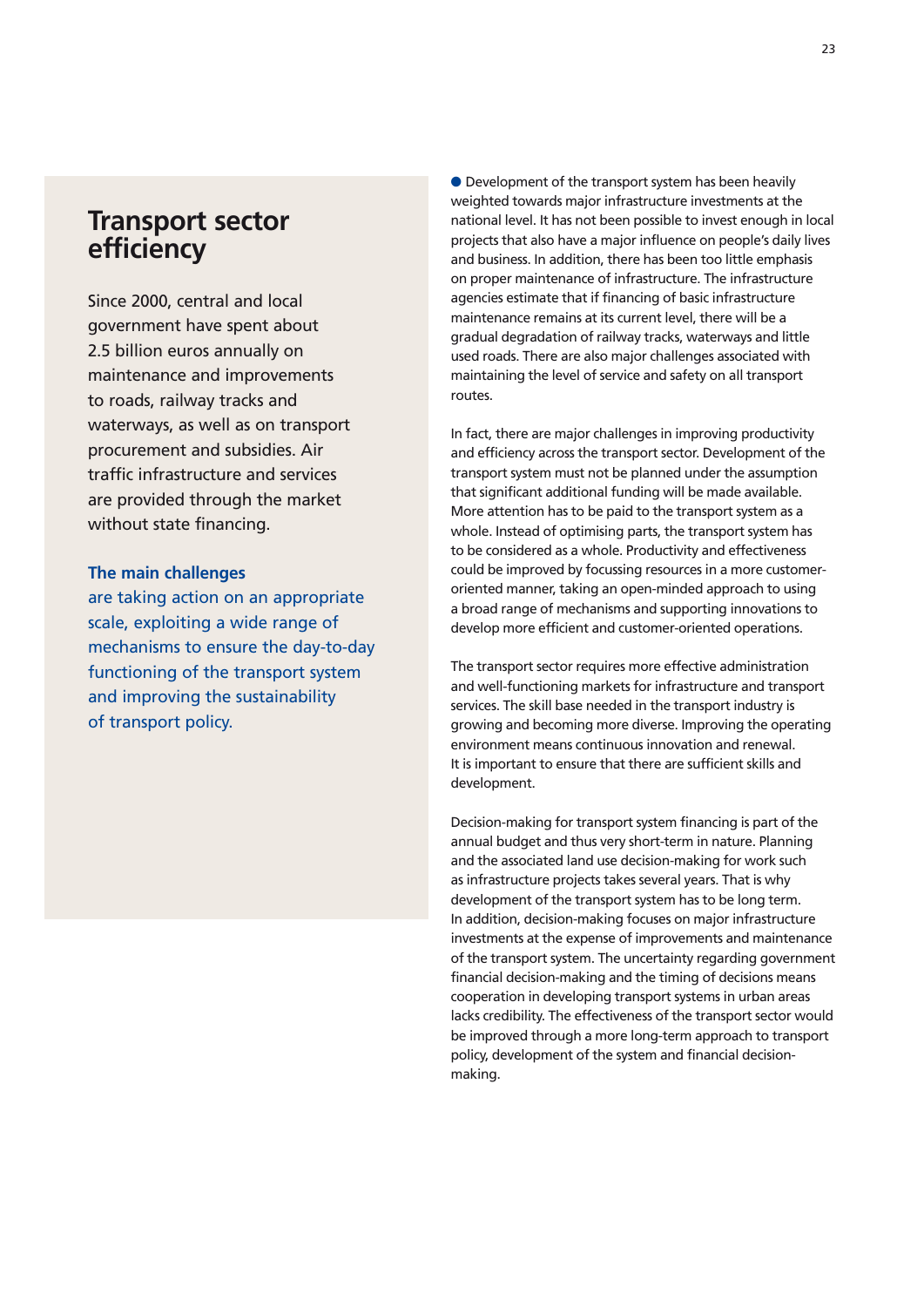# Transport sector efficiency

Since 2000, central and local government have spent about 2.5 billion euros annually on maintenance and improvements to roads, railway tracks and waterways, as well as on transport procurement and subsidies. Air traffic infrastructure and services are provided through the market without state financing.

**The main challenges are taking action on an appropriate scale, exploiting a wide range of mechanisms to ensure the day-to-day functioning of the transport system and improving the sustainability of transport policy.**

● Development of the transport system has been heavily weighted towards major infrastructure investments at the national level. It has not been possible to invest enough in local projects that also have a major influence on people's daily lives and business. In addition, there has been too little emphasis on proper maintenance of infrastructure. The infrastructure agencies estimate that if financing of basic infrastructure maintenance remains at its current level, there will be a gradual degradation of railway tracks, waterways and little used roads. There are also major challenges associated with maintaining the level of service and safety on all transport routes.

In fact, there are major challenges in improving productivity and efficiency across the transport sector. Development of the transport system must not be planned under the assumption that significant additional funding will be made available. More attention has to be paid to the transport system as a whole. Instead of optimising parts, the transport system has to be considered as a whole. Productivity and effectiveness could be improved by focussing resources in a more customer-oriented manner, taking an open-minded approach to using a broad range of mechanisms and supporting innovations to develop more efficient and customer-oriented operations.

The transport sector requires more effective administration and well-functioning markets for infrastructure and transport services. The skill base needed in the transport industry is growing and becoming more diverse. Improving the operating environment means continuous innovation and renewal. It is important to ensure that there are sufficient skills and development.

Decision-making for transport system financing is part of the annual budget and thus very short-term in nature. Planning and the associated land use decision-making for work such as infrastructure projects takes several years. That is why development of the transport system has to be long term. In addition, decision-making focuses on major infrastructure investments at the expense of improvements and maintenance of the transport system. The uncertainty regarding government financial decision-making and the timing of decisions means cooperation in developing transport systems in urban areas lacks credibility. The effectiveness of the transport sector would be improved through a more long-term approach to transport policy, development of the system and financial decision-making.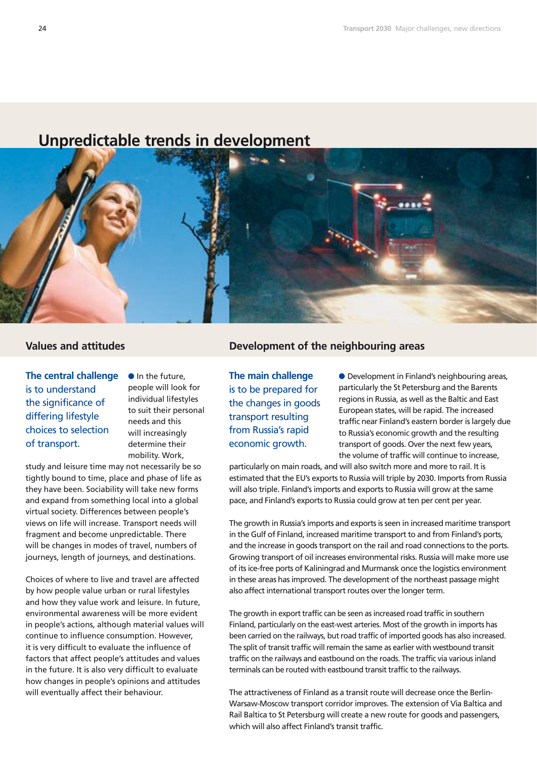# Unpredictable trends in development

## Values and attitudes

**The central challenge is to understand the significance of differing lifestyle choices to selection of transport.**

● In the future, people will look for individual lifestyles to suit their personal needs and this will increasingly determine their mobility. Work, study and leisure time may not necessarily be so tightly bound to time, place and phase of life as they have been. Sociability will take new forms and expand from something local into a global virtual society. Differences between people's views on life will increase. Transport needs will fragment and become unpredictable. There will be changes in modes of travel, numbers of journeys, length of journeys, and destinations.

Choices of where to live and travel are affected by how people value urban or rural lifestyles and how they value work and leisure. In future, environmental awareness will be more evident in people's actions, although material values will continue to influence consumption. However, it is very difficult to evaluate the influence of factors that affect people's attitudes and values in the future. It is also very difficult to evaluate how changes in people's opinions and attitudes will eventually affect their behaviour.

## Development of the neighbouring areas

**The main challenge is to be prepared for the changes in goods transport resulting from Russia's rapid economic growth.**

● Development in Finland's neighbouring areas, particularly the St Petersburg and the Barents regions in Russia, as well as the Baltic and East European states, will be rapid. The increased traffic near Finland's eastern border is largely due to Russia's economic growth and the resulting transport of goods. Over the next few years, the volume of traffic will continue to increase, particularly on main roads, and will also switch more and more to rail. It is estimated that the EU's exports to Russia will triple by 2030. Imports from Russia will also triple. Finland's imports and exports to Russia will grow at the same pace, and Finland's exports to Russia could grow at ten per cent per year.

The growth in Russia's imports and exports is seen in increased maritime transport in the Gulf of Finland, increased maritime transport to and from Finland's ports, and the increase in goods transport on the rail and road connections to the ports. Growing transport of oil increases environmental risks. Russia will make more use of its ice-free ports of Kaliningrad and Murmansk once the logistics environment in these areas has improved. The development of the northeast passage might also affect international transport routes over the longer term.

The growth in export traffic can be seen as increased road traffic in southern Finland, particularly on the east-west arteries. Most of the growth in imports has been carried on the railways, but road traffic of imported goods has also increased. The split of transit traffic will remain the same as earlier with westbound transit traffic on the railways and eastbound on the roads. The traffic via various inland terminals can be routed with eastbound transit traffic to the railways.

The attractiveness of Finland as a transit route will decrease once the Berlin-Warsaw-Moscow transport corridor improves. The extension of Via Baltica and Rail Baltica to St Petersburg will create a new route for goods and passengers, which will also affect Finland's transit traffic.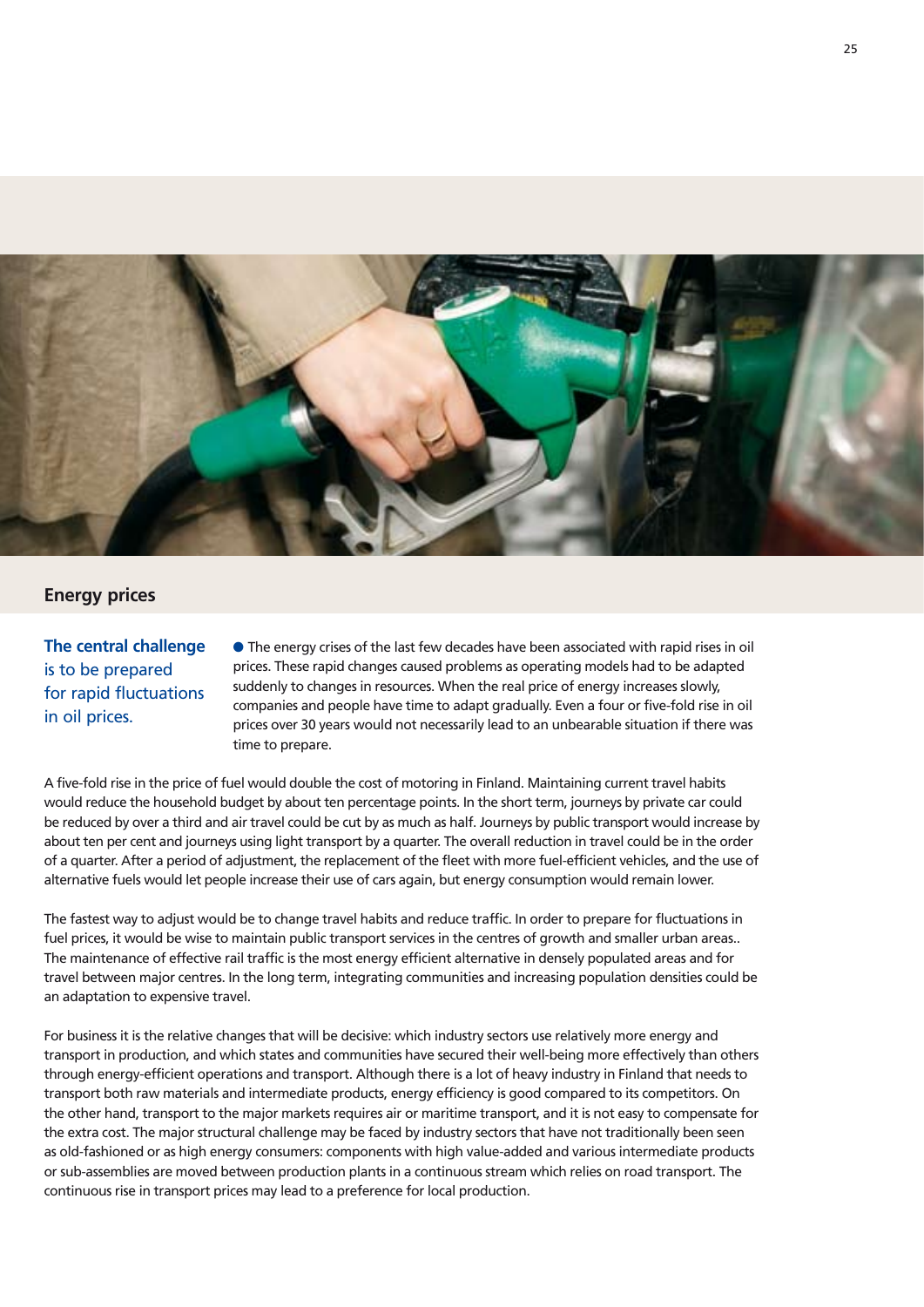## Energy prices

**The central challenge** is to be prepared for rapid fluctuations in oil prices.

● The energy crises of the last few decades have been associated with rapid rises in oil prices. These rapid changes caused problems as operating models had to be adapted suddenly to changes in resources. When the real price of energy increases slowly, companies and people have time to adapt gradually. Even a four or five-fold rise in oil prices over 30 years would not necessarily lead to an unbearable situation if there was time to prepare.

A five-fold rise in the price of fuel would double the cost of motoring in Finland. Maintaining current travel habits would reduce the household budget by about ten percentage points. In the short term, journeys by private car could be reduced by over a third and air travel could be cut by as much as half. Journeys by public transport would increase by about ten per cent and journeys using light transport by a quarter. The overall reduction in travel could be in the order of a quarter. After a period of adjustment, the replacement of the fleet with more fuel-efficient vehicles, and the use of alternative fuels would let people increase their use of cars again, but energy consumption would remain lower.

The fastest way to adjust would be to change travel habits and reduce traffic. In order to prepare for fluctuations in fuel prices, it would be wise to maintain public transport services in the centres of growth and smaller urban areas.. The maintenance of effective rail traffic is the most energy efficient alternative in densely populated areas and for travel between major centres. In the long term, integrating communities and increasing population densities could be an adaptation to expensive travel.

For business it is the relative changes that will be decisive: which industry sectors use relatively more energy and transport in production, and which states and communities have secured their well-being more effectively than others through energy-efficient operations and transport. Although there is a lot of heavy industry in Finland that needs to transport both raw materials and intermediate products, energy efficiency is good compared to its competitors. On the other hand, transport to the major markets requires air or maritime transport, and it is not easy to compensate for the extra cost. The major structural challenge may be faced by industry sectors that have not traditionally been seen as old-fashioned or as high energy consumers: components with high value-added and various intermediate products or sub-assemblies are moved between production plants in a continuous stream which relies on road transport. The continuous rise in transport prices may lead to a preference for local production.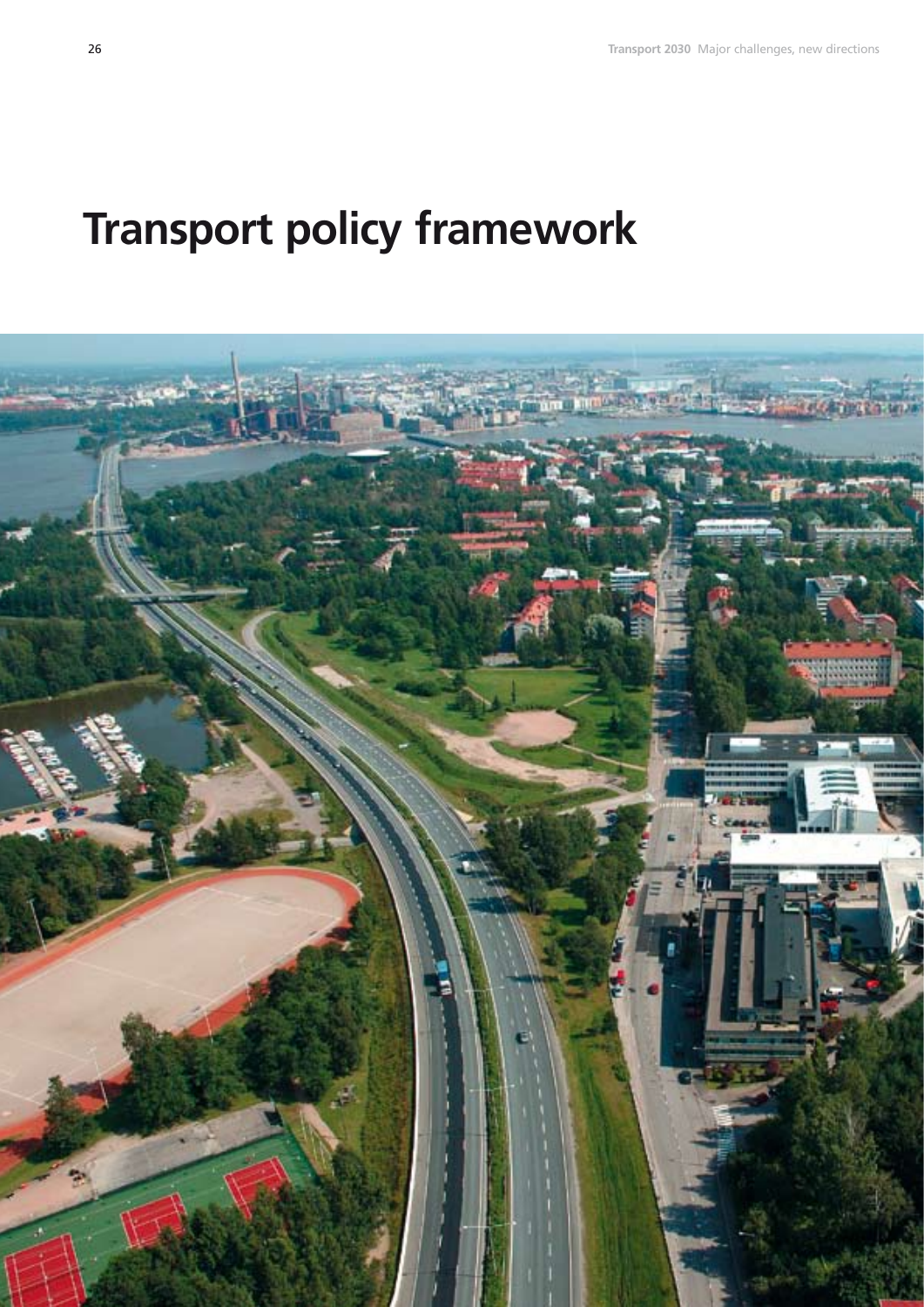# Transport policy framework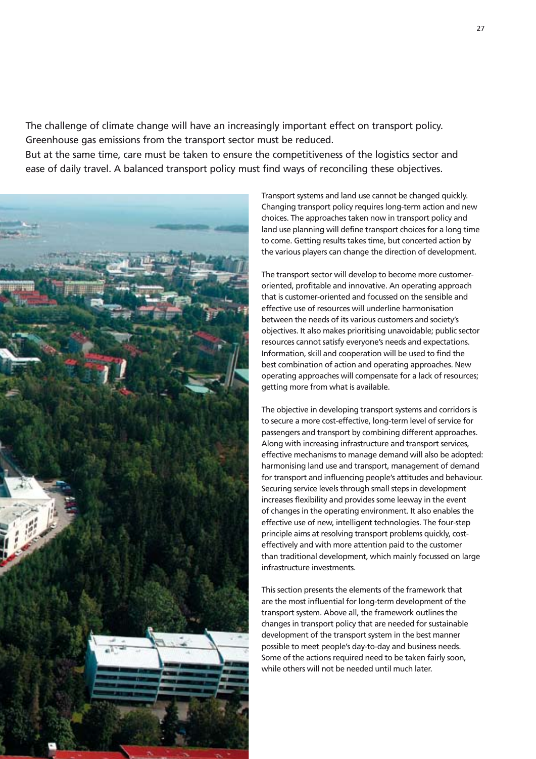The challenge of climate change will have an increasingly important effect on transport policy. Greenhouse gas emissions from the transport sector must be reduced.
But at the same time, care must be taken to ensure the competitiveness of the logistics sector and ease of daily travel. A balanced transport policy must find ways of reconciling these objectives.

Transport systems and land use cannot be changed quickly. Changing transport policy requires long-term action and new choices. The approaches taken now in transport policy and land use planning will define transport choices for a long time to come. Getting results takes time, but concerted action by the various players can change the direction of development.

The transport sector will develop to become more customer-oriented, profitable and innovative. An operating approach that is customer-oriented and focussed on the sensible and effective use of resources will underline harmonisation between the needs of its various customers and society's objectives. It also makes prioritising unavoidable; public sector resources cannot satisfy everyone's needs and expectations. Information, skill and cooperation will be used to find the best combination of action and operating approaches. New operating approaches will compensate for a lack of resources; getting more from what is available.

The objective in developing transport systems and corridors is to secure a more cost-effective, long-term level of service for passengers and transport by combining different approaches. Along with increasing infrastructure and transport services, effective mechanisms to manage demand will also be adopted: harmonising land use and transport, management of demand for transport and influencing people's attitudes and behaviour. Securing service levels through small steps in development increases flexibility and provides some leeway in the event of changes in the operating environment. It also enables the effective use of new, intelligent technologies. The four-step principle aims at resolving transport problems quickly, cost-effectively and with more attention paid to the customer than traditional development, which mainly focussed on large infrastructure investments.

This section presents the elements of the framework that are the most influential for long-term development of the transport system. Above all, the framework outlines the changes in transport policy that are needed for sustainable development of the transport system in the best manner possible to meet people's day-to-day and business needs. Some of the actions required need to be taken fairly soon, while others will not be needed until much later.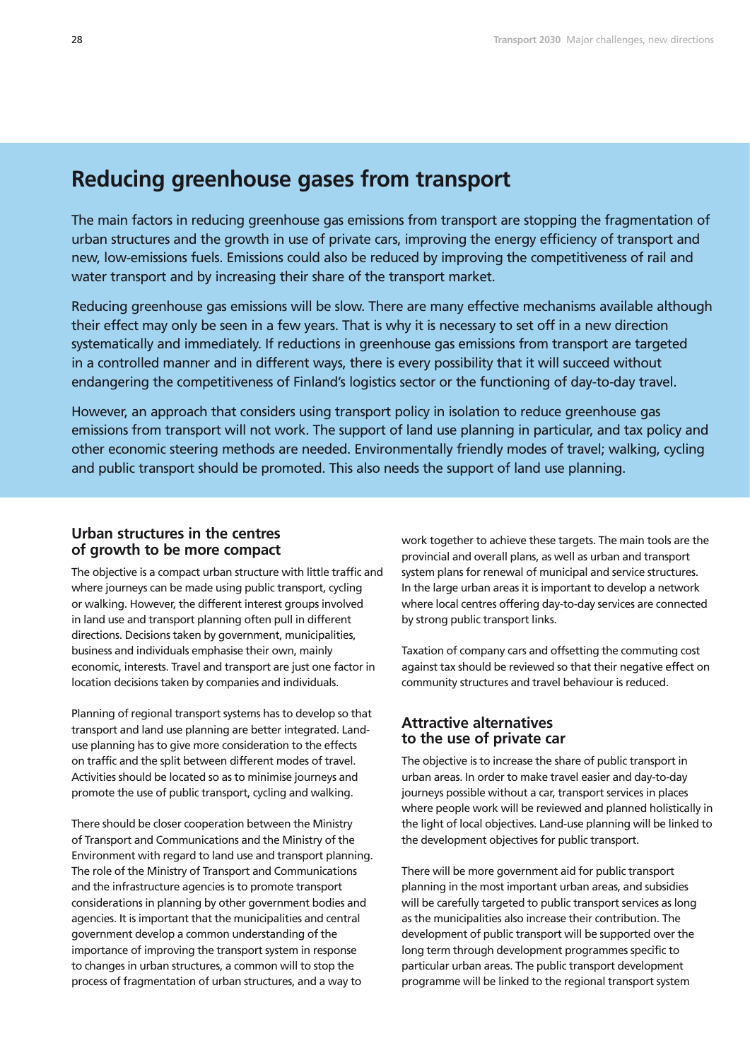## Reducing greenhouse gases from transport

The main factors in reducing greenhouse gas emissions from transport are stopping the fragmentation of urban structures and the growth in use of private cars, improving the energy efficiency of transport and new, low-emissions fuels. Emissions could also be reduced by improving the competitiveness of rail and water transport and by increasing their share of the transport market.

Reducing greenhouse gas emissions will be slow. There are many effective mechanisms available although their effect may only be seen in a few years. That is why it is necessary to set off in a new direction systematically and immediately. If reductions in greenhouse gas emissions from transport are targeted in a controlled manner and in different ways, there is every possibility that it will succeed without endangering the competitiveness of Finland's logistics sector or the functioning of day-to-day travel.

However, an approach that considers using transport policy in isolation to reduce greenhouse gas emissions from transport will not work. The support of land use planning in particular, and tax policy and other economic steering methods are needed. Environmentally friendly modes of travel; walking, cycling and public transport should be promoted. This also needs the support of land use planning.

### Urban structures in the centres of growth to be more compact

The objective is a compact urban structure with little traffic and where journeys can be made using public transport, cycling or walking. However, the different interest groups involved in land use and transport planning often pull in different directions. Decisions taken by government, municipalities, business and individuals emphasise their own, mainly economic, interests. Travel and transport are just one factor in location decisions taken by companies and individuals.

Planning of regional transport systems has to develop so that transport and land use planning are better integrated. Land-use planning has to give more consideration to the effects on traffic and the split between different modes of travel. Activities should be located so as to minimise journeys and promote the use of public transport, cycling and walking.

There should be closer cooperation between the Ministry of Transport and Communications and the Ministry of the Environment with regard to land use and transport planning. The role of the Ministry of Transport and Communications and the infrastructure agencies is to promote transport considerations in planning by other government bodies and agencies. It is important that the municipalities and central government develop a common understanding of the importance of improving the transport system in response to changes in urban structures, a common will to stop the process of fragmentation of urban structures, and a way to work together to achieve these targets. The main tools are the provincial and overall plans, as well as urban and transport system plans for renewal of municipal and service structures. In the large urban areas it is important to develop a network where local centres offering day-to-day services are connected by strong public transport links.

Taxation of company cars and offsetting the commuting cost against tax should be reviewed so that their negative effect on community structures and travel behaviour is reduced.

### Attractive alternatives to the use of private car

The objective is to increase the share of public transport in urban areas. In order to make travel easier and day-to-day journeys possible without a car, transport services in places where people work will be reviewed and planned holistically in the light of local objectives. Land-use planning will be linked to the development objectives for public transport.

There will be more government aid for public transport planning in the most important urban areas, and subsidies will be carefully targeted to public transport services as long as the municipalities also increase their contribution. The development of public transport will be supported over the long term through development programmes specific to particular urban areas. The public transport development programme will be linked to the regional transport system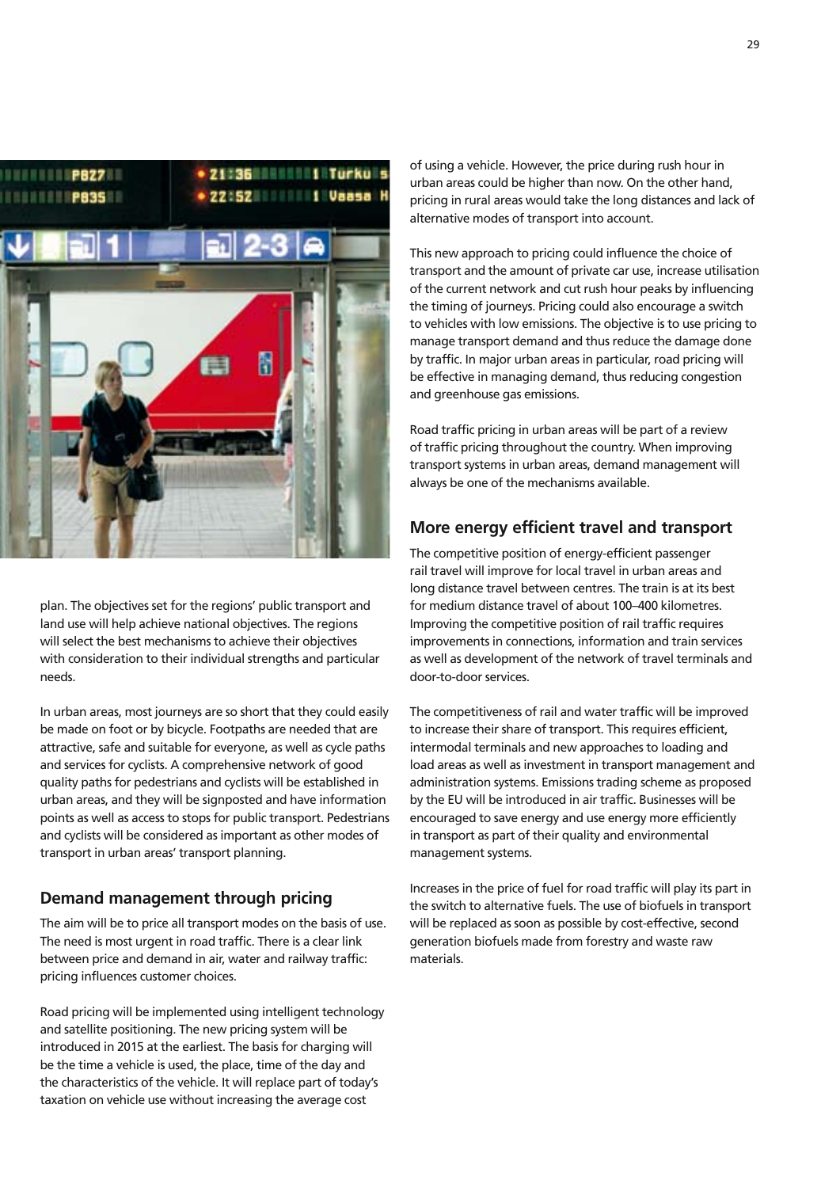plan. The objectives set for the regions' public transport and land use will help achieve national objectives. The regions will select the best mechanisms to achieve their objectives with consideration to their individual strengths and particular needs.

In urban areas, most journeys are so short that they could easily be made on foot or by bicycle. Footpaths are needed that are attractive, safe and suitable for everyone, as well as cycle paths and services for cyclists. A comprehensive network of good quality paths for pedestrians and cyclists will be established in urban areas, and they will be signposted and have information points as well as access to stops for public transport. Pedestrians and cyclists will be considered as important as other modes of transport in urban areas' transport planning.

## Demand management through pricing

The aim will be to price all transport modes on the basis of use. The need is most urgent in road traffic. There is a clear link between price and demand in air, water and railway traffic: pricing influences customer choices.

Road pricing will be implemented using intelligent technology and satellite positioning. The new pricing system will be introduced in 2015 at the earliest. The basis for charging will be the time a vehicle is used, the place, time of the day and the characteristics of the vehicle. It will replace part of today's taxation on vehicle use without increasing the average cost of using a vehicle. However, the price during rush hour in urban areas could be higher than now. On the other hand, pricing in rural areas would take the long distances and lack of alternative modes of transport into account.

This new approach to pricing could influence the choice of transport and the amount of private car use, increase utilisation of the current network and cut rush hour peaks by influencing the timing of journeys. Pricing could also encourage a switch to vehicles with low emissions. The objective is to use pricing to manage transport demand and thus reduce the damage done by traffic. In major urban areas in particular, road pricing will be effective in managing demand, thus reducing congestion and greenhouse gas emissions.

Road traffic pricing in urban areas will be part of a review of traffic pricing throughout the country. When improving transport systems in urban areas, demand management will always be one of the mechanisms available.

## More energy efficient travel and transport

The competitive position of energy-efficient passenger rail travel will improve for local travel in urban areas and long distance travel between centres. The train is at its best for medium distance travel of about 100–400 kilometres. Improving the competitive position of rail traffic requires improvements in connections, information and train services as well as development of the network of travel terminals and door-to-door services.

The competitiveness of rail and water traffic will be improved to increase their share of transport. This requires efficient, intermodal terminals and new approaches to loading and load areas as well as investment in transport management and administration systems. Emissions trading scheme as proposed by the EU will be introduced in air traffic. Businesses will be encouraged to save energy and use energy more efficiently in transport as part of their quality and environmental management systems.

Increases in the price of fuel for road traffic will play its part in the switch to alternative fuels. The use of biofuels in transport will be replaced as soon as possible by cost-effective, second generation biofuels made from forestry and waste raw materials.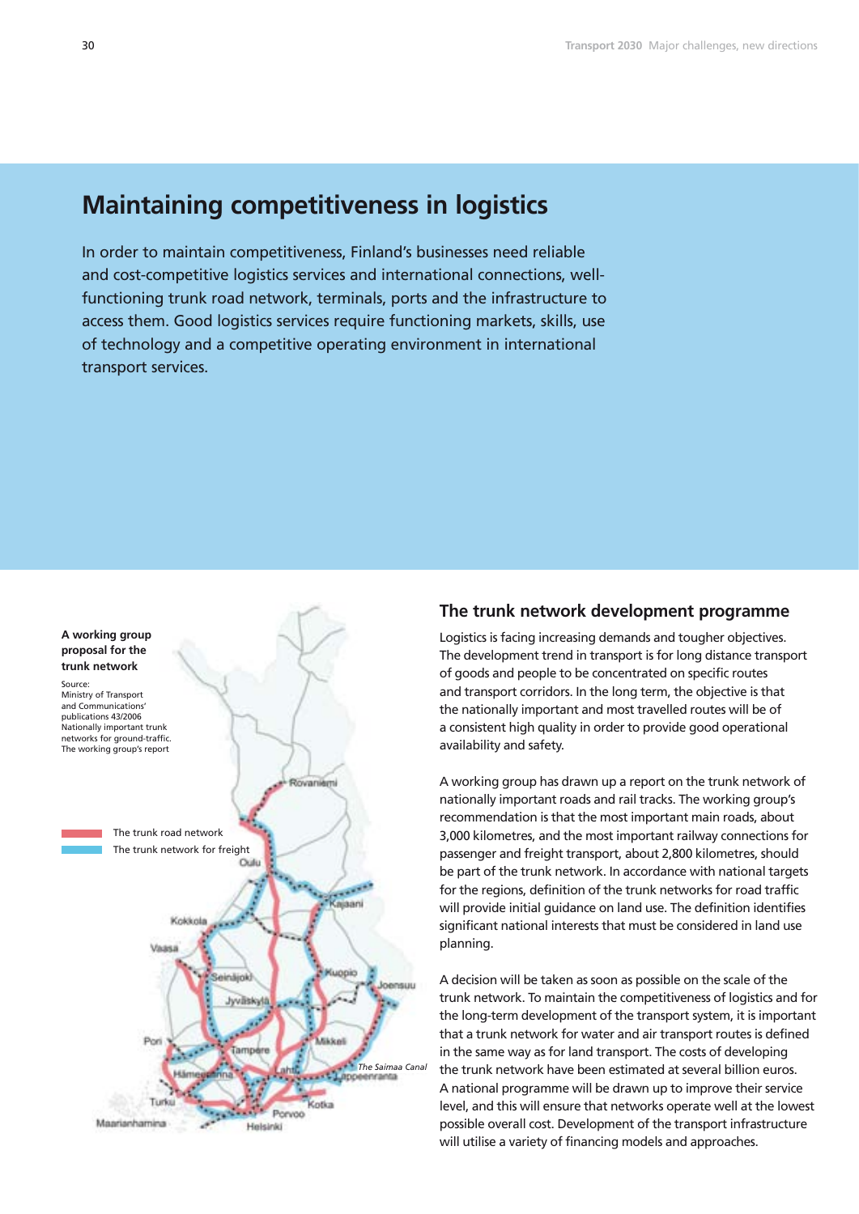# Maintaining competitiveness in logistics

In order to maintain competitiveness, Finland's businesses need reliable and cost-competitive logistics services and international connections, well-functioning trunk road network, terminals, ports and the infrastructure to access them. Good logistics services require functioning markets, skills, use of technology and a competitive operating environment in international transport services.

**A working group proposal for the trunk network**

Source:
Ministry of Transport and Communications' publications 43/2006
Nationally important trunk networks for ground-traffic.
The working group's report

The trunk road network
The trunk network for freight

## The trunk network development programme

Logistics is facing increasing demands and tougher objectives. The development trend in transport is for long distance transport of goods and people to be concentrated on specific routes and transport corridors. In the long term, the objective is that the nationally important and most travelled routes will be of a consistent high quality in order to provide good operational availability and safety.

A working group has drawn up a report on the trunk network of nationally important roads and rail tracks. The working group's recommendation is that the most important main roads, about 3,000 kilometres, and the most important railway connections for passenger and freight transport, about 2,800 kilometres, should be part of the trunk network. In accordance with national targets for the regions, definition of the trunk networks for road traffic will provide initial guidance on land use. The definition identifies significant national interests that must be considered in land use planning.

A decision will be taken as soon as possible on the scale of the trunk network. To maintain the competitiveness of logistics and for the long-term development of the transport system, it is important that a trunk network for water and air transport routes is defined in the same way as for land transport. The costs of developing the trunk network have been estimated at several billion euros. A national programme will be drawn up to improve their service level, and this will ensure that networks operate well at the lowest possible overall cost. Development of the transport infrastructure will utilise a variety of financing models and approaches.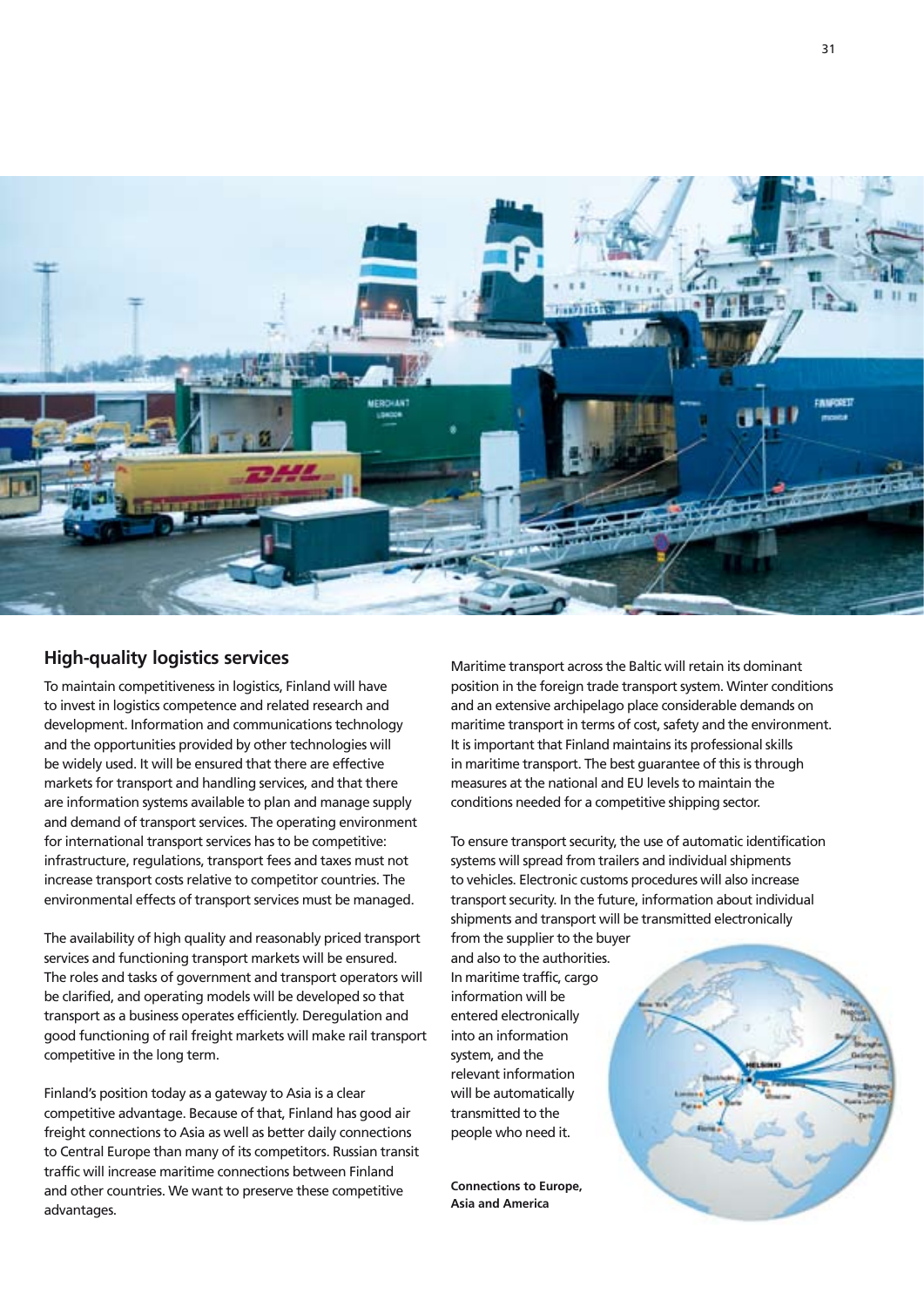## High-quality logistics services

To maintain competitiveness in logistics, Finland will have to invest in logistics competence and related research and development. Information and communications technology and the opportunities provided by other technologies will be widely used. It will be ensured that there are effective markets for transport and handling services, and that there are information systems available to plan and manage supply and demand of transport services. The operating environment for international transport services has to be competitive: infrastructure, regulations, transport fees and taxes must not increase transport costs relative to competitor countries. The environmental effects of transport services must be managed.

The availability of high quality and reasonably priced transport services and functioning transport markets will be ensured. The roles and tasks of government and transport operators will be clarified, and operating models will be developed so that transport as a business operates efficiently. Deregulation and good functioning of rail freight markets will make rail transport competitive in the long term.

Finland's position today as a gateway to Asia is a clear competitive advantage. Because of that, Finland has good air freight connections to Asia as well as better daily connections to Central Europe than many of its competitors. Russian transit traffic will increase maritime connections between Finland and other countries. We want to preserve these competitive advantages.

Maritime transport across the Baltic will retain its dominant position in the foreign trade transport system. Winter conditions and an extensive archipelago place considerable demands on maritime transport in terms of cost, safety and the environment. It is important that Finland maintains its professional skills in maritime transport. The best guarantee of this is through measures at the national and EU levels to maintain the conditions needed for a competitive shipping sector.

To ensure transport security, the use of automatic identification systems will spread from trailers and individual shipments to vehicles. Electronic customs procedures will also increase transport security. In the future, information about individual shipments and transport will be transmitted electronically from the supplier to the buyer and also to the authorities. In maritime traffic, cargo information will be entered electronically into an information system, and the relevant information will be automatically transmitted to the people who need it.

**Connections to Europe, Asia and America**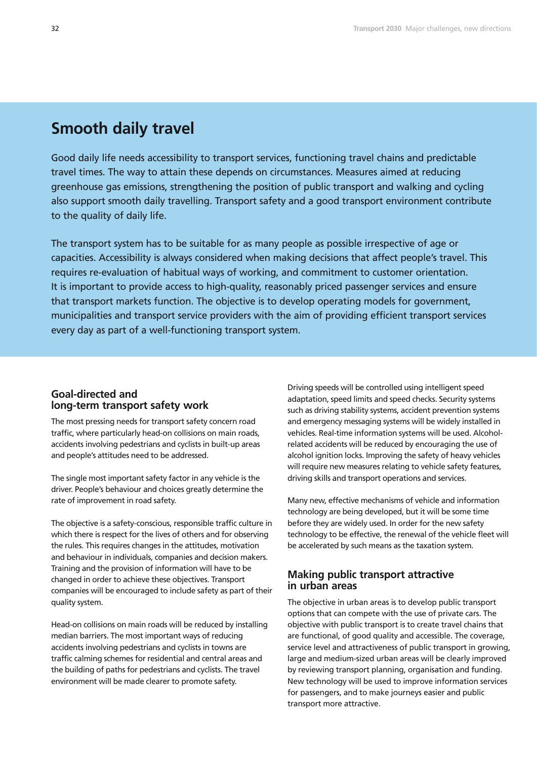## Smooth daily travel

Good daily life needs accessibility to transport services, functioning travel chains and predictable travel times. The way to attain these depends on circumstances. Measures aimed at reducing greenhouse gas emissions, strengthening the position of public transport and walking and cycling also support smooth daily travelling. Transport safety and a good transport environment contribute to the quality of daily life.

The transport system has to be suitable for as many people as possible irrespective of age or capacities. Accessibility is always considered when making decisions that affect people's travel. This requires re-evaluation of habitual ways of working, and commitment to customer orientation. It is important to provide access to high-quality, reasonably priced passenger services and ensure that transport markets function. The objective is to develop operating models for government, municipalities and transport service providers with the aim of providing efficient transport services every day as part of a well-functioning transport system.

### Goal-directed and long-term transport safety work

The most pressing needs for transport safety concern road traffic, where particularly head-on collisions on main roads, accidents involving pedestrians and cyclists in built-up areas and people's attitudes need to be addressed.

The single most important safety factor in any vehicle is the driver. People's behaviour and choices greatly determine the rate of improvement in road safety.

The objective is a safety-conscious, responsible traffic culture in which there is respect for the lives of others and for observing the rules. This requires changes in the attitudes, motivation and behaviour in individuals, companies and decision makers. Training and the provision of information will have to be changed in order to achieve these objectives. Transport companies will be encouraged to include safety as part of their quality system.

Head-on collisions on main roads will be reduced by installing median barriers. The most important ways of reducing accidents involving pedestrians and cyclists in towns are traffic calming schemes for residential and central areas and the building of paths for pedestrians and cyclists. The travel environment will be made clearer to promote safety.

Driving speeds will be controlled using intelligent speed adaptation, speed limits and speed checks. Security systems such as driving stability systems, accident prevention systems and emergency messaging systems will be widely installed in vehicles. Real-time information systems will be used. Alcohol-related accidents will be reduced by encouraging the use of alcohol ignition locks. Improving the safety of heavy vehicles will require new measures relating to vehicle safety features, driving skills and transport operations and services.

Many new, effective mechanisms of vehicle and information technology are being developed, but it will be some time before they are widely used. In order for the new safety technology to be effective, the renewal of the vehicle fleet will be accelerated by such means as the taxation system.

### Making public transport attractive in urban areas

The objective in urban areas is to develop public transport options that can compete with the use of private cars. The objective with public transport is to create travel chains that are functional, of good quality and accessible. The coverage, service level and attractiveness of public transport in growing, large and medium-sized urban areas will be clearly improved by reviewing transport planning, organisation and funding. New technology will be used to improve information services for passengers, and to make journeys easier and public transport more attractive.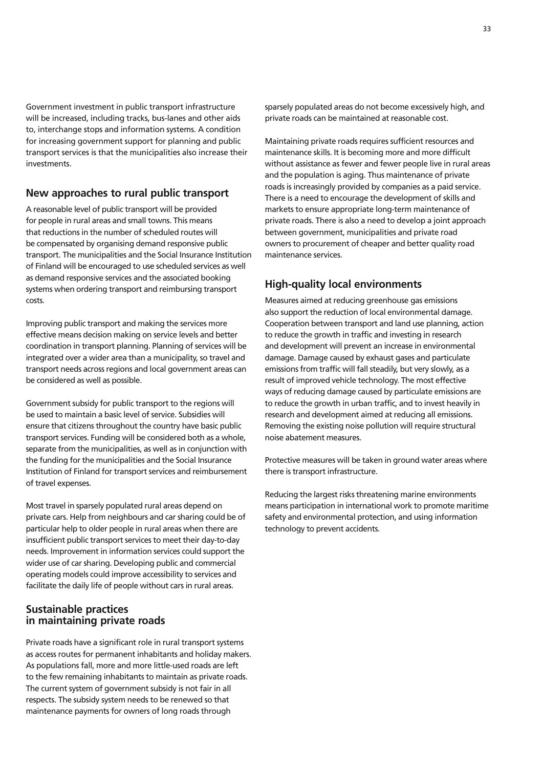Government investment in public transport infrastructure will be increased, including tracks, bus-lanes and other aids to, interchange stops and information systems. A condition for increasing government support for planning and public transport services is that the municipalities also increase their investments.

## New approaches to rural public transport

A reasonable level of public transport will be provided for people in rural areas and small towns. This means that reductions in the number of scheduled routes will be compensated by organising demand responsive public transport. The municipalities and the Social Insurance Institution of Finland will be encouraged to use scheduled services as well as demand responsive services and the associated booking systems when ordering transport and reimbursing transport costs.

Improving public transport and making the services more effective means decision making on service levels and better coordination in transport planning. Planning of services will be integrated over a wider area than a municipality, so travel and transport needs across regions and local government areas can be considered as well as possible.

Government subsidy for public transport to the regions will be used to maintain a basic level of service. Subsidies will ensure that citizens throughout the country have basic public transport services. Funding will be considered both as a whole, separate from the municipalities, as well as in conjunction with the funding for the municipalities and the Social Insurance Institution of Finland for transport services and reimbursement of travel expenses.

Most travel in sparsely populated rural areas depend on private cars. Help from neighbours and car sharing could be of particular help to older people in rural areas when there are insufficient public transport services to meet their day-to-day needs. Improvement in information services could support the wider use of car sharing. Developing public and commercial operating models could improve accessibility to services and facilitate the daily life of people without cars in rural areas.

## Sustainable practices in maintaining private roads

Private roads have a significant role in rural transport systems as access routes for permanent inhabitants and holiday makers. As populations fall, more and more little-used roads are left to the few remaining inhabitants to maintain as private roads. The current system of government subsidy is not fair in all respects. The subsidy system needs to be renewed so that maintenance payments for owners of long roads through sparsely populated areas do not become excessively high, and private roads can be maintained at reasonable cost.

Maintaining private roads requires sufficient resources and maintenance skills. It is becoming more and more difficult without assistance as fewer and fewer people live in rural areas and the population is aging. Thus maintenance of private roads is increasingly provided by companies as a paid service. There is a need to encourage the development of skills and markets to ensure appropriate long-term maintenance of private roads. There is also a need to develop a joint approach between government, municipalities and private road owners to procurement of cheaper and better quality road maintenance services.

## High-quality local environments

Measures aimed at reducing greenhouse gas emissions also support the reduction of local environmental damage. Cooperation between transport and land use planning, action to reduce the growth in traffic and investing in research and development will prevent an increase in environmental damage. Damage caused by exhaust gases and particulate emissions from traffic will fall steadily, but very slowly, as a result of improved vehicle technology. The most effective ways of reducing damage caused by particulate emissions are to reduce the growth in urban traffic, and to invest heavily in research and development aimed at reducing all emissions. Removing the existing noise pollution will require structural noise abatement measures.

Protective measures will be taken in ground water areas where there is transport infrastructure.

Reducing the largest risks threatening marine environments means participation in international work to promote maritime safety and environmental protection, and using information technology to prevent accidents.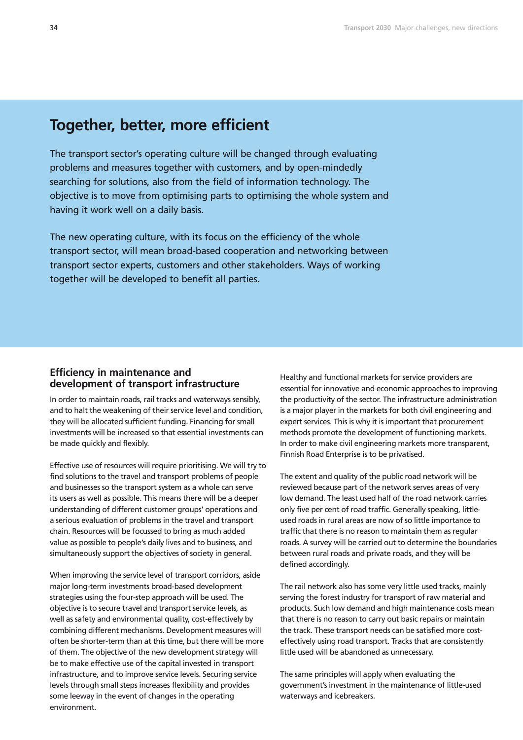# Together, better, more efficient

The transport sector's operating culture will be changed through evaluating problems and measures together with customers, and by open-mindedly searching for solutions, also from the field of information technology. The objective is to move from optimising parts to optimising the whole system and having it work well on a daily basis.

The new operating culture, with its focus on the efficiency of the whole transport sector, will mean broad-based cooperation and networking between transport sector experts, customers and other stakeholders. Ways of working together will be developed to benefit all parties.

## Efficiency in maintenance and development of transport infrastructure

In order to maintain roads, rail tracks and waterways sensibly, and to halt the weakening of their service level and condition, they will be allocated sufficient funding. Financing for small investments will be increased so that essential investments can be made quickly and flexibly.

Effective use of resources will require prioritising. We will try to find solutions to the travel and transport problems of people and businesses so the transport system as a whole can serve its users as well as possible. This means there will be a deeper understanding of different customer groups' operations and a serious evaluation of problems in the travel and transport chain. Resources will be focussed to bring as much added value as possible to people's daily lives and to business, and simultaneously support the objectives of society in general.

When improving the service level of transport corridors, aside major long-term investments broad-based development strategies using the four-step approach will be used. The objective is to secure travel and transport service levels, as well as safety and environmental quality, cost-effectively by combining different mechanisms. Development measures will often be shorter-term than at this time, but there will be more of them. The objective of the new development strategy will be to make effective use of the capital invested in transport infrastructure, and to improve service levels. Securing service levels through small steps increases flexibility and provides some leeway in the event of changes in the operating environment.

Healthy and functional markets for service providers are essential for innovative and economic approaches to improving the productivity of the sector. The infrastructure administration is a major player in the markets for both civil engineering and expert services. This is why it is important that procurement methods promote the development of functioning markets. In order to make civil engineering markets more transparent, Finnish Road Enterprise is to be privatised.

The extent and quality of the public road network will be reviewed because part of the network serves areas of very low demand. The least used half of the road network carries only five per cent of road traffic. Generally speaking, little-used roads in rural areas are now of so little importance to traffic that there is no reason to maintain them as regular roads. A survey will be carried out to determine the boundaries between rural roads and private roads, and they will be defined accordingly.

The rail network also has some very little used tracks, mainly serving the forest industry for transport of raw material and products. Such low demand and high maintenance costs mean that there is no reason to carry out basic repairs or maintain the track. These transport needs can be satisfied more cost-effectively using road transport. Tracks that are consistently little used will be abandoned as unnecessary.

The same principles will apply when evaluating the government's investment in the maintenance of little-used waterways and icebreakers.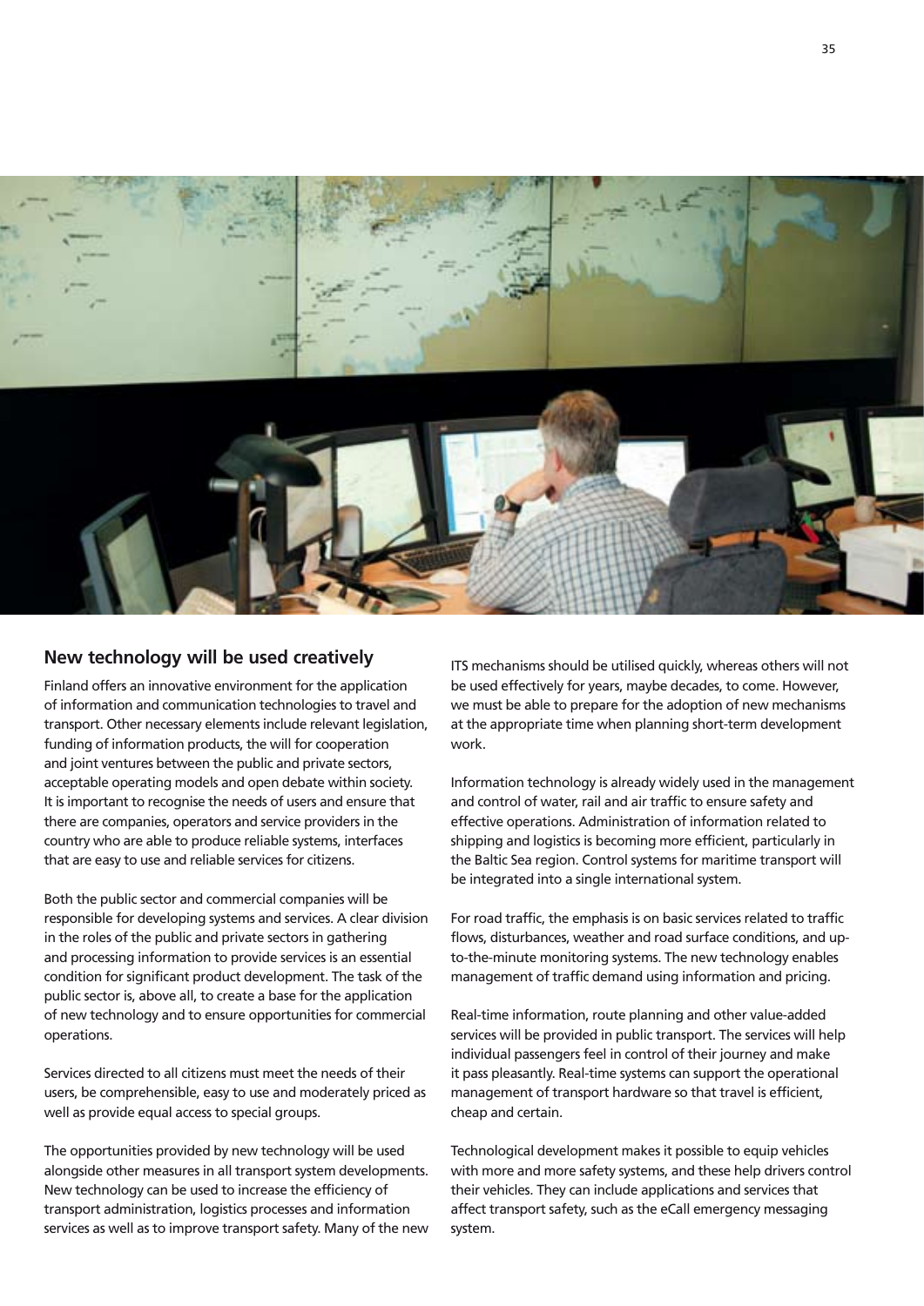## New technology will be used creatively

Finland offers an innovative environment for the application of information and communication technologies to travel and transport. Other necessary elements include relevant legislation, funding of information products, the will for cooperation and joint ventures between the public and private sectors, acceptable operating models and open debate within society. It is important to recognise the needs of users and ensure that there are companies, operators and service providers in the country who are able to produce reliable systems, interfaces that are easy to use and reliable services for citizens.

Both the public sector and commercial companies will be responsible for developing systems and services. A clear division in the roles of the public and private sectors in gathering and processing information to provide services is an essential condition for significant product development. The task of the public sector is, above all, to create a base for the application of new technology and to ensure opportunities for commercial operations.

Services directed to all citizens must meet the needs of their users, be comprehensible, easy to use and moderately priced as well as provide equal access to special groups.

The opportunities provided by new technology will be used alongside other measures in all transport system developments. New technology can be used to increase the efficiency of transport administration, logistics processes and information services as well as to improve transport safety. Many of the new ITS mechanisms should be utilised quickly, whereas others will not be used effectively for years, maybe decades, to come. However, we must be able to prepare for the adoption of new mechanisms at the appropriate time when planning short-term development work.

Information technology is already widely used in the management and control of water, rail and air traffic to ensure safety and effective operations. Administration of information related to shipping and logistics is becoming more efficient, particularly in the Baltic Sea region. Control systems for maritime transport will be integrated into a single international system.

For road traffic, the emphasis is on basic services related to traffic flows, disturbances, weather and road surface conditions, and up-to-the-minute monitoring systems. The new technology enables management of traffic demand using information and pricing.

Real-time information, route planning and other value-added services will be provided in public transport. The services will help individual passengers feel in control of their journey and make it pass pleasantly. Real-time systems can support the operational management of transport hardware so that travel is efficient, cheap and certain.

Technological development makes it possible to equip vehicles with more and more safety systems, and these help drivers control their vehicles. They can include applications and services that affect transport safety, such as the eCall emergency messaging system.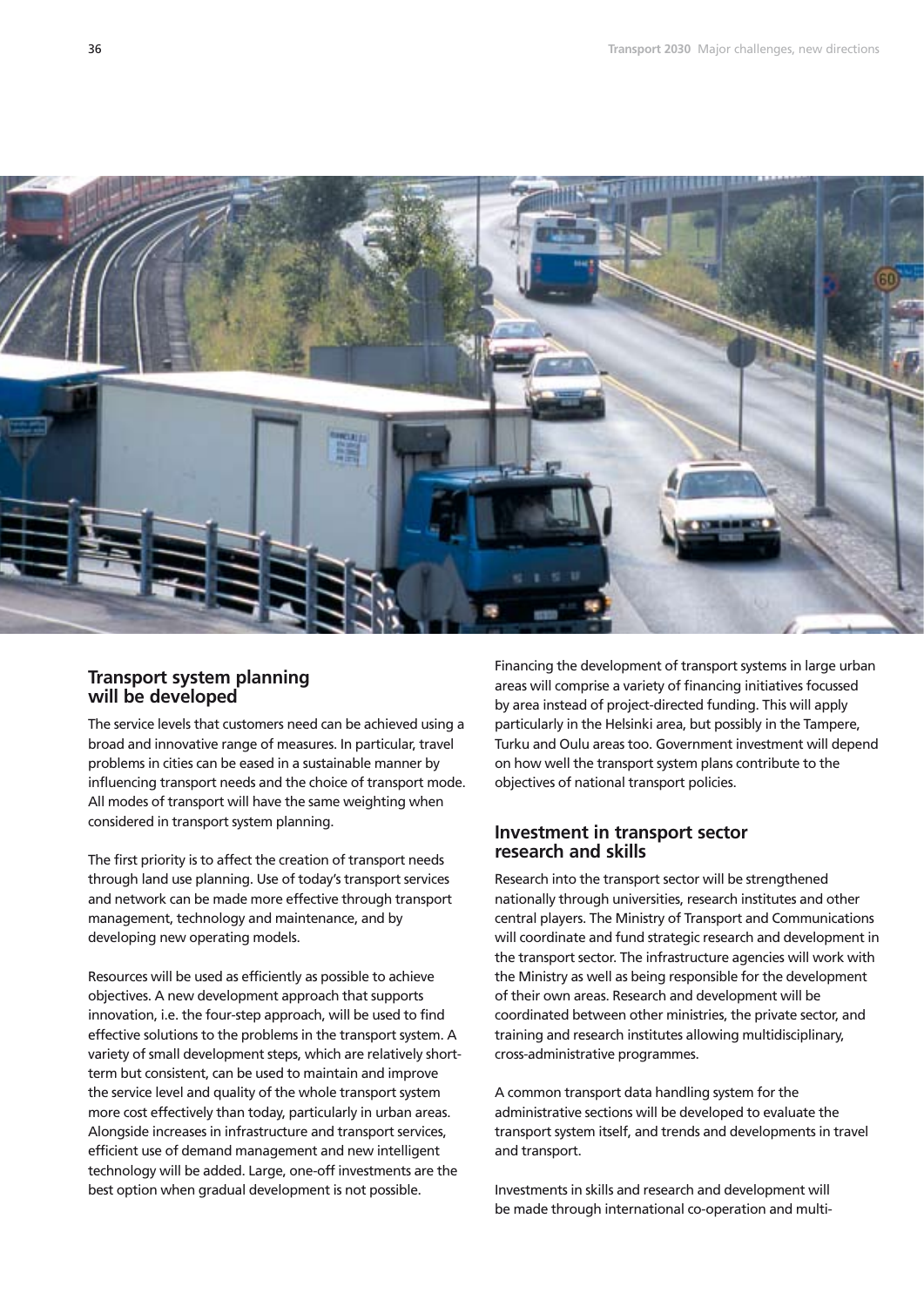## Transport system planning will be developed

The service levels that customers need can be achieved using a broad and innovative range of measures. In particular, travel problems in cities can be eased in a sustainable manner by influencing transport needs and the choice of transport mode. All modes of transport will have the same weighting when considered in transport system planning.

The first priority is to affect the creation of transport needs through land use planning. Use of today's transport services and network can be made more effective through transport management, technology and maintenance, and by developing new operating models.

Resources will be used as efficiently as possible to achieve objectives. A new development approach that supports innovation, i.e. the four-step approach, will be used to find effective solutions to the problems in the transport system. A variety of small development steps, which are relatively short-term but consistent, can be used to maintain and improve the service level and quality of the whole transport system more cost effectively than today, particularly in urban areas. Alongside increases in infrastructure and transport services, efficient use of demand management and new intelligent technology will be added. Large, one-off investments are the best option when gradual development is not possible.

Financing the development of transport systems in large urban areas will comprise a variety of financing initiatives focussed by area instead of project-directed funding. This will apply particularly in the Helsinki area, but possibly in the Tampere, Turku and Oulu areas too. Government investment will depend on how well the transport system plans contribute to the objectives of national transport policies.

## Investment in transport sector research and skills

Research into the transport sector will be strengthened nationally through universities, research institutes and other central players. The Ministry of Transport and Communications will coordinate and fund strategic research and development in the transport sector. The infrastructure agencies will work with the Ministry as well as being responsible for the development of their own areas. Research and development will be coordinated between other ministries, the private sector, and training and research institutes allowing multidisciplinary, cross-administrative programmes.

A common transport data handling system for the administrative sections will be developed to evaluate the transport system itself, and trends and developments in travel and transport.

Investments in skills and research and development will be made through international co-operation and multi-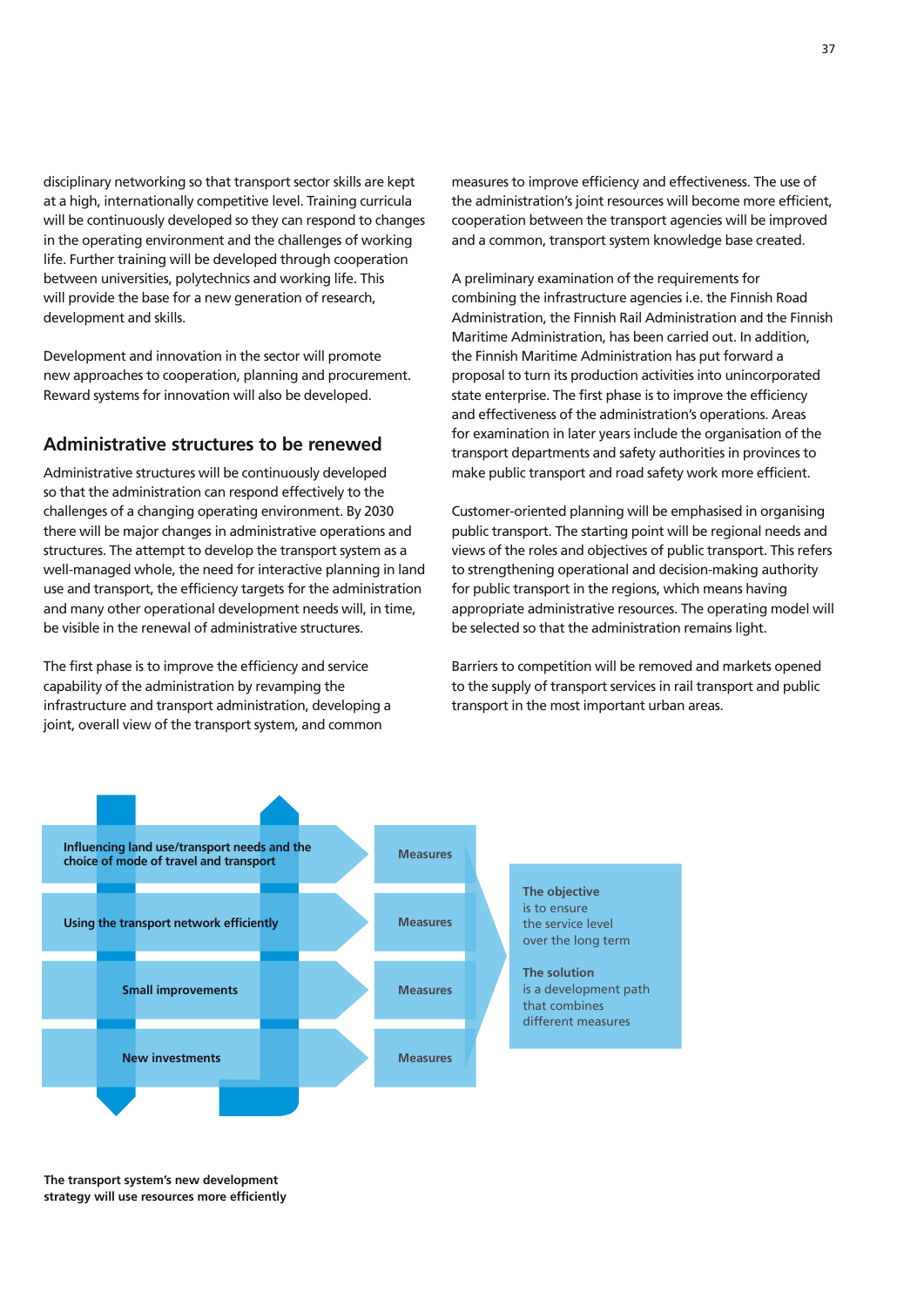disciplinary networking so that transport sector skills are kept at a high, internationally competitive level. Training curricula will be continuously developed so they can respond to changes in the operating environment and the challenges of working life. Further training will be developed through cooperation between universities, polytechnics and working life. This will provide the base for a new generation of research, development and skills.

Development and innovation in the sector will promote new approaches to cooperation, planning and procurement. Reward systems for innovation will also be developed.

## Administrative structures to be renewed

Administrative structures will be continuously developed so that the administration can respond effectively to the challenges of a changing operating environment. By 2030 there will be major changes in administrative operations and structures. The attempt to develop the transport system as a well-managed whole, the need for interactive planning in land use and transport, the efficiency targets for the administration and many other operational development needs will, in time, be visible in the renewal of administrative structures.

The first phase is to improve the efficiency and service capability of the administration by revamping the infrastructure and transport administration, developing a joint, overall view of the transport system, and common measures to improve efficiency and effectiveness. The use of the administration's joint resources will become more efficient, cooperation between the transport agencies will be improved and a common, transport system knowledge base created.

A preliminary examination of the requirements for combining the infrastructure agencies i.e. the Finnish Road Administration, the Finnish Rail Administration and the Finnish Maritime Administration, has been carried out. In addition, the Finnish Maritime Administration has put forward a proposal to turn its production activities into unincorporated state enterprise. The first phase is to improve the efficiency and effectiveness of the administration's operations. Areas for examination in later years include the organisation of the transport departments and safety authorities in provinces to make public transport and road safety work more efficient.

Customer-oriented planning will be emphasised in organising public transport. The starting point will be regional needs and views of the roles and objectives of public transport. This refers to strengthening operational and decision-making authority for public transport in the regions, which means having appropriate administrative resources. The operating model will be selected so that the administration remains light.

Barriers to competition will be removed and markets opened to the supply of transport services in rail transport and public transport in the most important urban areas.

| | |
|---|---|
| Influencing land use/transport needs and the choice of mode of travel and transport | Measures |
| Using the transport network efficiently | Measures |
| Small improvements | Measures |
| New investments | Measures |

**The objective** is to ensure the service level over the long term

**The solution** is a development path that combines different measures

**The transport system's new development strategy will use resources more efficiently**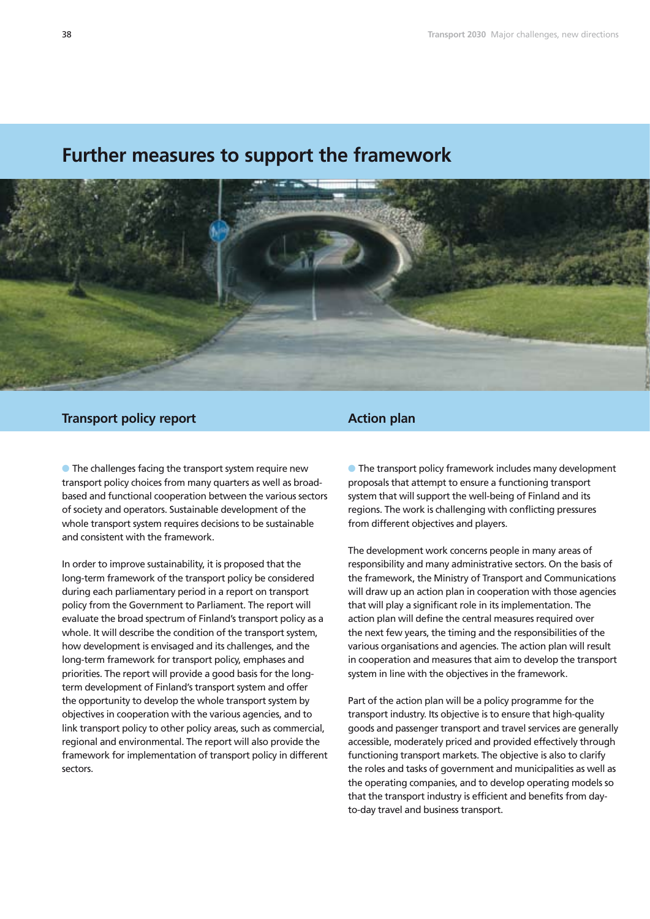# Further measures to support the framework

## Transport policy report

The challenges facing the transport system require new transport policy choices from many quarters as well as broad-based and functional cooperation between the various sectors of society and operators. Sustainable development of the whole transport system requires decisions to be sustainable and consistent with the framework.

In order to improve sustainability, it is proposed that the long-term framework of the transport policy be considered during each parliamentary period in a report on transport policy from the Government to Parliament. The report will evaluate the broad spectrum of Finland's transport policy as a whole. It will describe the condition of the transport system, how development is envisaged and its challenges, and the long-term framework for transport policy, emphases and priorities. The report will provide a good basis for the long-term development of Finland's transport system and offer the opportunity to develop the whole transport system by objectives in cooperation with the various agencies, and to link transport policy to other policy areas, such as commercial, regional and environmental. The report will also provide the framework for implementation of transport policy in different sectors.

## Action plan

The transport policy framework includes many development proposals that attempt to ensure a functioning transport system that will support the well-being of Finland and its regions. The work is challenging with conflicting pressures from different objectives and players.

The development work concerns people in many areas of responsibility and many administrative sectors. On the basis of the framework, the Ministry of Transport and Communications will draw up an action plan in cooperation with those agencies that will play a significant role in its implementation. The action plan will define the central measures required over the next few years, the timing and the responsibilities of the various organisations and agencies. The action plan will result in cooperation and measures that aim to develop the transport system in line with the objectives in the framework.

Part of the action plan will be a policy programme for the transport industry. Its objective is to ensure that high-quality goods and passenger transport and travel services are generally accessible, moderately priced and provided effectively through functioning transport markets. The objective is also to clarify the roles and tasks of government and municipalities as well as the operating companies, and to develop operating models so that the transport industry is efficient and benefits from day-to-day travel and business transport.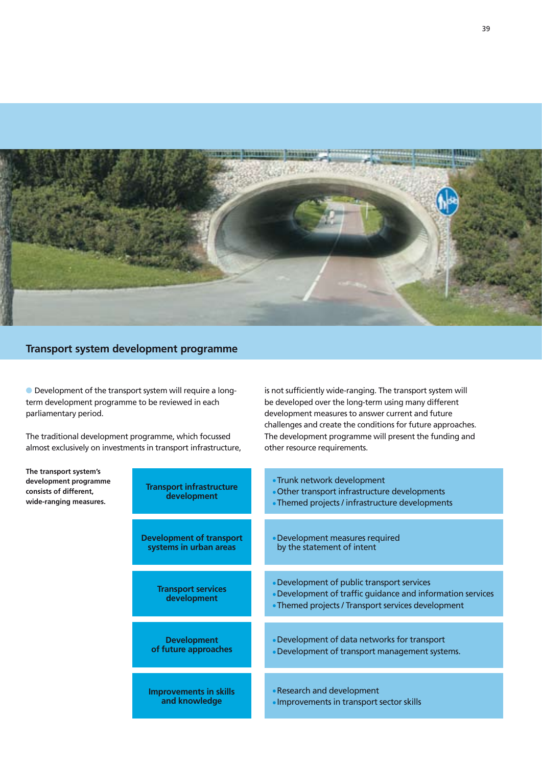## Transport system development programme

Development of the transport system will require a long-term development programme to be reviewed in each parliamentary period.

The traditional development programme, which focussed almost exclusively on investments in transport infrastructure, is not sufficiently wide-ranging. The transport system will be developed over the long-term using many different development measures to answer current and future challenges and create the conditions for future approaches. The development programme will present the funding and other resource requirements.

**The transport system's development programme consists of different, wide-ranging measures.**

| Measure | Content |
|---|---|
| **Transport infrastructure development** | • Trunk network development<br>• Other transport infrastructure developments<br>• Themed projects / infrastructure developments |
| **Development of transport systems in urban areas** | • Development measures required by the statement of intent |
| **Transport services development** | • Development of public transport services<br>• Development of traffic guidance and information services<br>• Themed projects / Transport services development |
| **Development of future approaches** | • Development of data networks for transport<br>• Development of transport management systems. |
| **Improvements in skills and knowledge** | • Research and development<br>• Improvements in transport sector skills |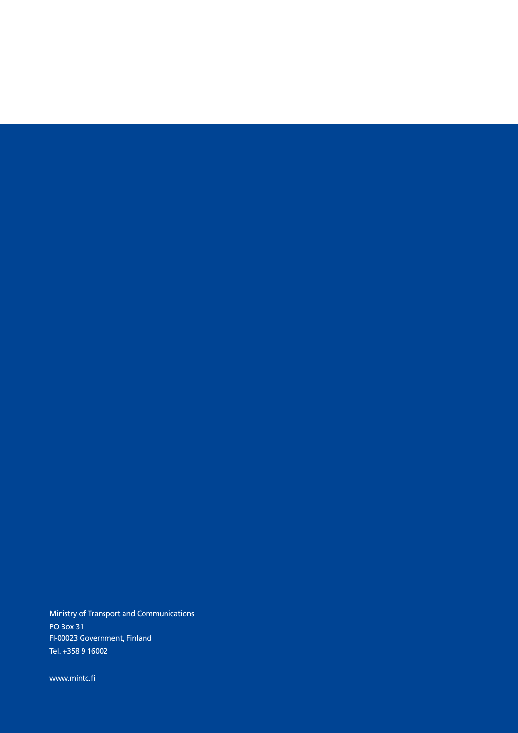Ministry of Transport and Communications
PO Box 31
FI-00023 Government, Finland
Tel. +358 9 16002

www.mintc.fi